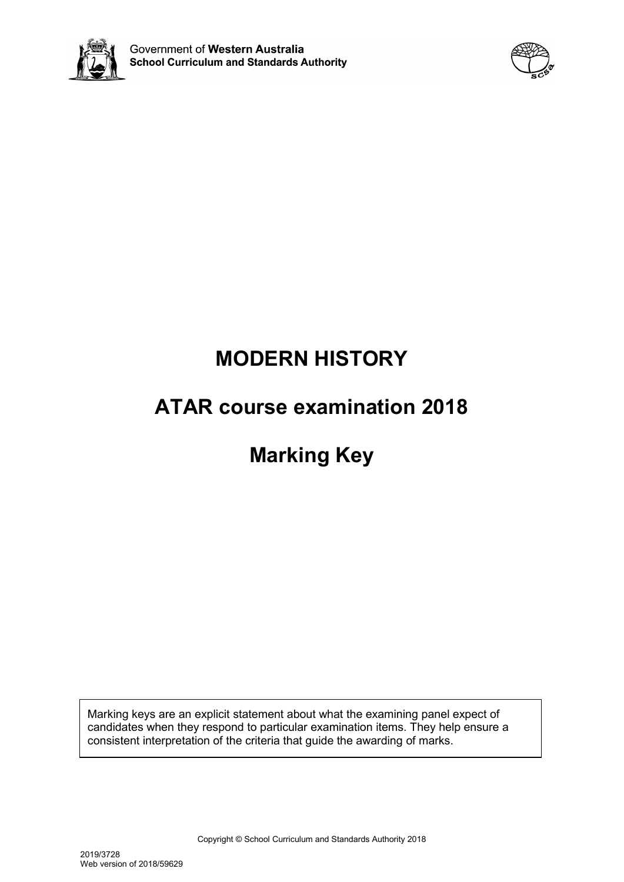Government of **Western Australia**
**School Curriculum and Standards Authority**

# MODERN HISTORY

# ATAR course examination 2018

# Marking Key

Marking keys are an explicit statement about what the examining panel expect of candidates when they respond to particular examination items. They help ensure a consistent interpretation of the criteria that guide the awarding of marks.

Copyright © School Curriculum and Standards Authority 2018

2019/3728
Web version of 2018/59629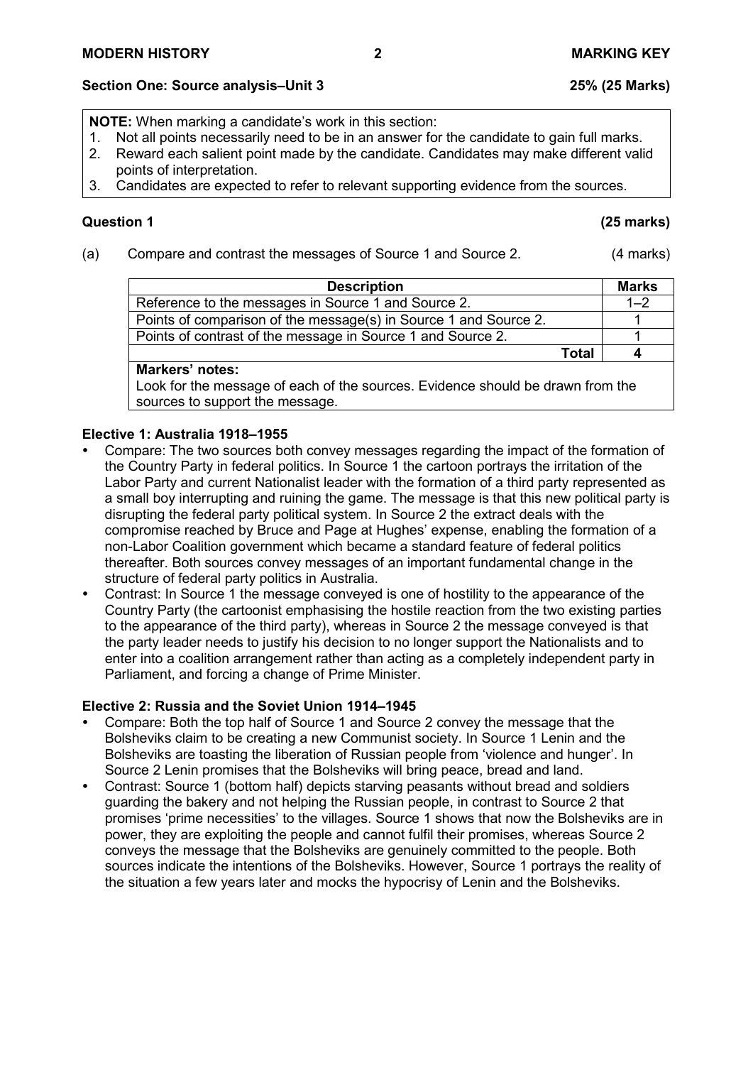## Section One: Source analysis–Unit 3 — 25% (25 Marks)

**NOTE:** When marking a candidate's work in this section:

1. Not all points necessarily need to be in an answer for the candidate to gain full marks.
2. Reward each salient point made by the candidate. Candidates may make different valid points of interpretation.
3. Candidates are expected to refer to relevant supporting evidence from the sources.

### Question 1 (25 marks)

(a) Compare and contrast the messages of Source 1 and Source 2. (4 marks)

| Description | Marks |
| --- | --- |
| Reference to the messages in Source 1 and Source 2. | 1–2 |
| Points of comparison of the message(s) in Source 1 and Source 2. | 1 |
| Points of contrast of the message in Source 1 and Source 2. | 1 |
| **Total** | **4** |
| **Markers' notes:** Look for the message of each of the sources. Evidence should be drawn from the sources to support the message. | |

**Elective 1: Australia 1918–1955**

- Compare: The two sources both convey messages regarding the impact of the formation of the Country Party in federal politics. In Source 1 the cartoon portrays the irritation of the Labor Party and current Nationalist leader with the formation of a third party represented as a small boy interrupting and ruining the game. The message is that this new political party is disrupting the federal party political system. In Source 2 the extract deals with the compromise reached by Bruce and Page at Hughes' expense, enabling the formation of a non-Labor Coalition government which became a standard feature of federal politics thereafter. Both sources convey messages of an important fundamental change in the structure of federal party politics in Australia.
- Contrast: In Source 1 the message conveyed is one of hostility to the appearance of the Country Party (the cartoonist emphasising the hostile reaction from the two existing parties to the appearance of the third party), whereas in Source 2 the message conveyed is that the party leader needs to justify his decision to no longer support the Nationalists and to enter into a coalition arrangement rather than acting as a completely independent party in Parliament, and forcing a change of Prime Minister.

**Elective 2: Russia and the Soviet Union 1914–1945**

- Compare: Both the top half of Source 1 and Source 2 convey the message that the Bolsheviks claim to be creating a new Communist society. In Source 1 Lenin and the Bolsheviks are toasting the liberation of Russian people from 'violence and hunger'. In Source 2 Lenin promises that the Bolsheviks will bring peace, bread and land.
- Contrast: Source 1 (bottom half) depicts starving peasants without bread and soldiers guarding the bakery and not helping the Russian people, in contrast to Source 2 that promises 'prime necessities' to the villages. Source 1 shows that now the Bolsheviks are in power, they are exploiting the people and cannot fulfil their promises, whereas Source 2 conveys the message that the Bolsheviks are genuinely committed to the people. Both sources indicate the intentions of the Bolsheviks. However, Source 1 portrays the reality of the situation a few years later and mocks the hypocrisy of Lenin and the Bolsheviks.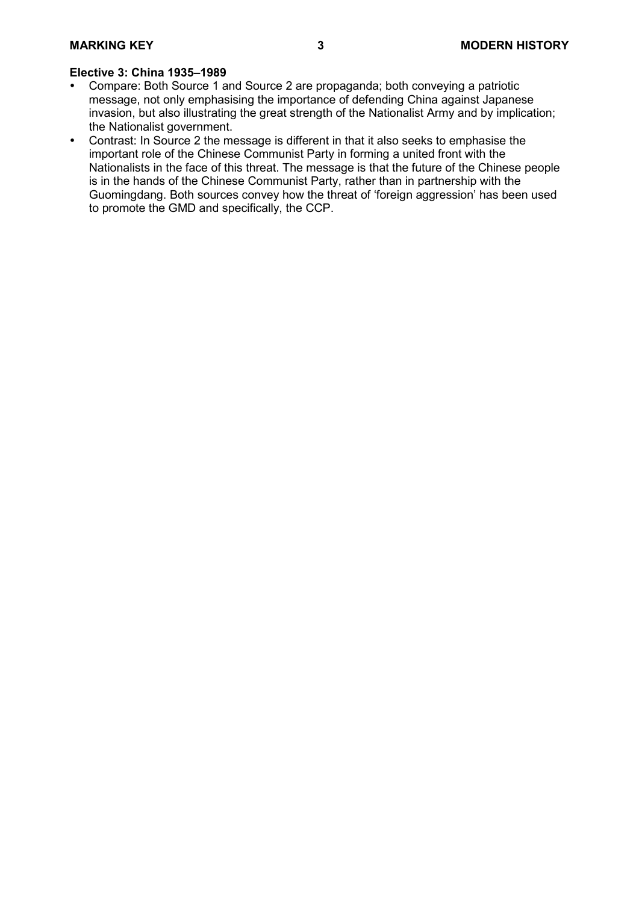**Elective 3: China 1935–1989**

- Compare: Both Source 1 and Source 2 are propaganda; both conveying a patriotic message, not only emphasising the importance of defending China against Japanese invasion, but also illustrating the great strength of the Nationalist Army and by implication; the Nationalist government.
- Contrast: In Source 2 the message is different in that it also seeks to emphasise the important role of the Chinese Communist Party in forming a united front with the Nationalists in the face of this threat. The message is that the future of the Chinese people is in the hands of the Chinese Communist Party, rather than in partnership with the Guomingdang. Both sources convey how the threat of 'foreign aggression' has been used to promote the GMD and specifically, the CCP.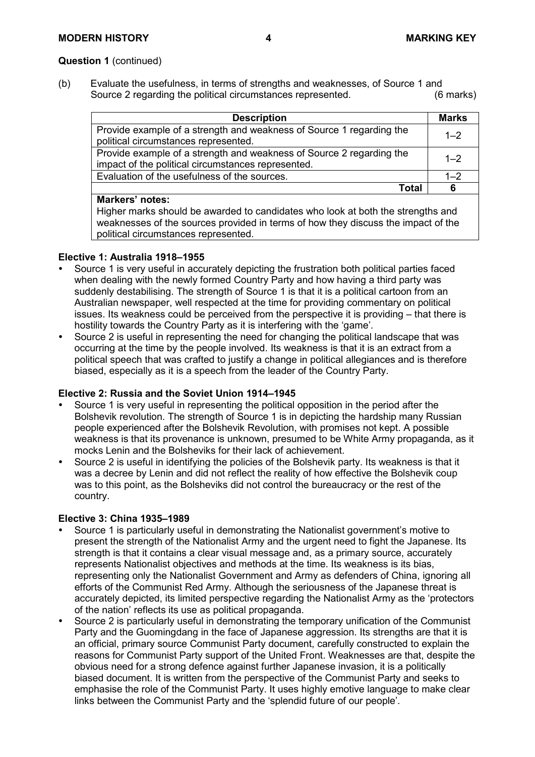**Question 1** (continued)

(b) Evaluate the usefulness, in terms of strengths and weaknesses, of Source 1 and Source 2 regarding the political circumstances represented. (6 marks)

| Description | Marks |
| --- | --- |
| Provide example of a strength and weakness of Source 1 regarding the political circumstances represented. | 1–2 |
| Provide example of a strength and weakness of Source 2 regarding the impact of the political circumstances represented. | 1–2 |
| Evaluation of the usefulness of the sources. | 1–2 |
| **Total** | **6** |
| **Markers' notes:** Higher marks should be awarded to candidates who look at both the strengths and weaknesses of the sources provided in terms of how they discuss the impact of the political circumstances represented. | |

**Elective 1: Australia 1918–1955**

- Source 1 is very useful in accurately depicting the frustration both political parties faced when dealing with the newly formed Country Party and how having a third party was suddenly destabilising. The strength of Source 1 is that it is a political cartoon from an Australian newspaper, well respected at the time for providing commentary on political issues. Its weakness could be perceived from the perspective it is providing – that there is hostility towards the Country Party as it is interfering with the 'game'.
- Source 2 is useful in representing the need for changing the political landscape that was occurring at the time by the people involved. Its weakness is that it is an extract from a political speech that was crafted to justify a change in political allegiances and is therefore biased, especially as it is a speech from the leader of the Country Party.

**Elective 2: Russia and the Soviet Union 1914–1945**

- Source 1 is very useful in representing the political opposition in the period after the Bolshevik revolution. The strength of Source 1 is in depicting the hardship many Russian people experienced after the Bolshevik Revolution, with promises not kept. A possible weakness is that its provenance is unknown, presumed to be White Army propaganda, as it mocks Lenin and the Bolsheviks for their lack of achievement.
- Source 2 is useful in identifying the policies of the Bolshevik party. Its weakness is that it was a decree by Lenin and did not reflect the reality of how effective the Bolshevik coup was to this point, as the Bolsheviks did not control the bureaucracy or the rest of the country.

**Elective 3: China 1935–1989**

- Source 1 is particularly useful in demonstrating the Nationalist government's motive to present the strength of the Nationalist Army and the urgent need to fight the Japanese. Its strength is that it contains a clear visual message and, as a primary source, accurately represents Nationalist objectives and methods at the time. Its weakness is its bias, representing only the Nationalist Government and Army as defenders of China, ignoring all efforts of the Communist Red Army. Although the seriousness of the Japanese threat is accurately depicted, its limited perspective regarding the Nationalist Army as the 'protectors of the nation' reflects its use as political propaganda.
- Source 2 is particularly useful in demonstrating the temporary unification of the Communist Party and the Guomingdang in the face of Japanese aggression. Its strengths are that it is an official, primary source Communist Party document, carefully constructed to explain the reasons for Communist Party support of the United Front. Weaknesses are that, despite the obvious need for a strong defence against further Japanese invasion, it is a politically biased document. It is written from the perspective of the Communist Party and seeks to emphasise the role of the Communist Party. It uses highly emotive language to make clear links between the Communist Party and the 'splendid future of our people'.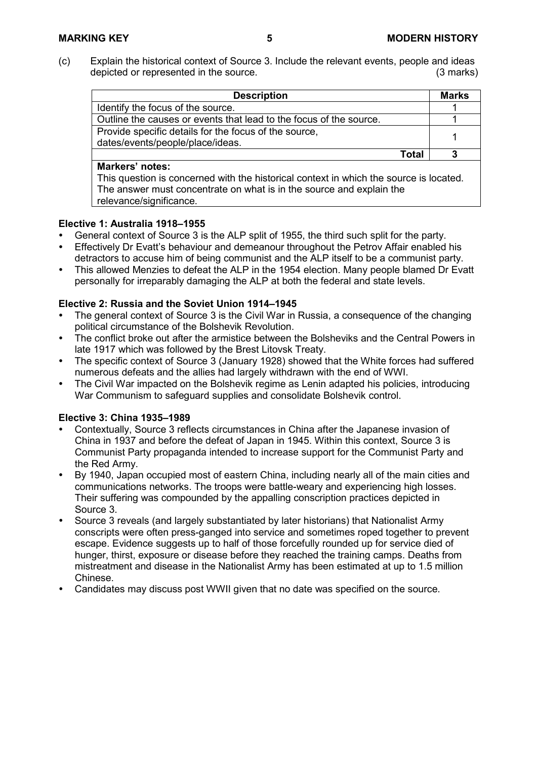(c) Explain the historical context of Source 3. Include the relevant events, people and ideas depicted or represented in the source. (3 marks)

| Description | Marks |
|---|---|
| Identify the focus of the source. | 1 |
| Outline the causes or events that lead to the focus of the source. | 1 |
| Provide specific details for the focus of the source, dates/events/people/place/ideas. | 1 |
| **Total** | **3** |

**Markers' notes:**
This question is concerned with the historical context in which the source is located. The answer must concentrate on what is in the source and explain the relevance/significance.

**Elective 1: Australia 1918–1955**

- General context of Source 3 is the ALP split of 1955, the third such split for the party.
- Effectively Dr Evatt's behaviour and demeanour throughout the Petrov Affair enabled his detractors to accuse him of being communist and the ALP itself to be a communist party.
- This allowed Menzies to defeat the ALP in the 1954 election. Many people blamed Dr Evatt personally for irreparably damaging the ALP at both the federal and state levels.

**Elective 2: Russia and the Soviet Union 1914–1945**

- The general context of Source 3 is the Civil War in Russia, a consequence of the changing political circumstance of the Bolshevik Revolution.
- The conflict broke out after the armistice between the Bolsheviks and the Central Powers in late 1917 which was followed by the Brest Litovsk Treaty.
- The specific context of Source 3 (January 1928) showed that the White forces had suffered numerous defeats and the allies had largely withdrawn with the end of WWI.
- The Civil War impacted on the Bolshevik regime as Lenin adapted his policies, introducing War Communism to safeguard supplies and consolidate Bolshevik control.

**Elective 3: China 1935–1989**

- Contextually, Source 3 reflects circumstances in China after the Japanese invasion of China in 1937 and before the defeat of Japan in 1945. Within this context, Source 3 is Communist Party propaganda intended to increase support for the Communist Party and the Red Army.
- By 1940, Japan occupied most of eastern China, including nearly all of the main cities and communications networks. The troops were battle-weary and experiencing high losses. Their suffering was compounded by the appalling conscription practices depicted in Source 3.
- Source 3 reveals (and largely substantiated by later historians) that Nationalist Army conscripts were often press-ganged into service and sometimes roped together to prevent escape. Evidence suggests up to half of those forcefully rounded up for service died of hunger, thirst, exposure or disease before they reached the training camps. Deaths from mistreatment and disease in the Nationalist Army has been estimated at up to 1.5 million Chinese.
- Candidates may discuss post WWII given that no date was specified on the source.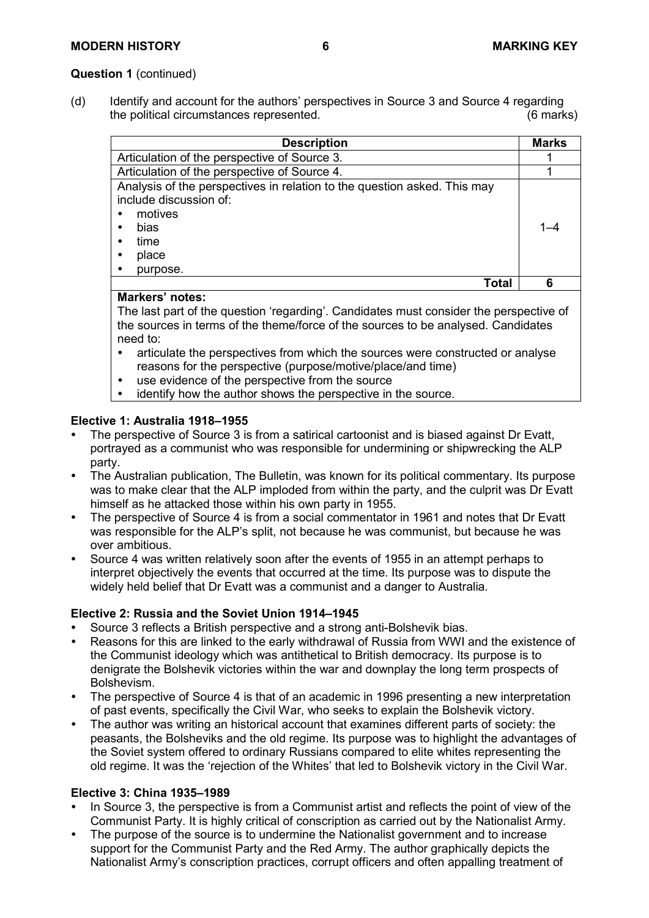**Question 1** (continued)

(d) Identify and account for the authors' perspectives in Source 3 and Source 4 regarding the political circumstances represented. (6 marks)

| Description | Marks |
|---|---|
| Articulation of the perspective of Source 3. | 1 |
| Articulation of the perspective of Source 4. | 1 |
| Analysis of the perspectives in relation to the question asked. This may include discussion of:<br>• motives<br>• bias<br>• time<br>• place<br>• purpose. | 1–4 |
| **Total** | **6** |

**Markers' notes:**

The last part of the question 'regarding'. Candidates must consider the perspective of the sources in terms of the theme/force of the sources to be analysed. Candidates need to:

- articulate the perspectives from which the sources were constructed or analyse reasons for the perspective (purpose/motive/place/and time)
- use evidence of the perspective from the source
- identify how the author shows the perspective in the source.

**Elective 1: Australia 1918–1955**

- The perspective of Source 3 is from a satirical cartoonist and is biased against Dr Evatt, portrayed as a communist who was responsible for undermining or shipwrecking the ALP party.
- The Australian publication, The Bulletin, was known for its political commentary. Its purpose was to make clear that the ALP imploded from within the party, and the culprit was Dr Evatt himself as he attacked those within his own party in 1955.
- The perspective of Source 4 is from a social commentator in 1961 and notes that Dr Evatt was responsible for the ALP's split, not because he was communist, but because he was over ambitious.
- Source 4 was written relatively soon after the events of 1955 in an attempt perhaps to interpret objectively the events that occurred at the time. Its purpose was to dispute the widely held belief that Dr Evatt was a communist and a danger to Australia.

**Elective 2: Russia and the Soviet Union 1914–1945**

- Source 3 reflects a British perspective and a strong anti-Bolshevik bias.
- Reasons for this are linked to the early withdrawal of Russia from WWI and the existence of the Communist ideology which was antithetical to British democracy. Its purpose is to denigrate the Bolshevik victories within the war and downplay the long term prospects of Bolshevism.
- The perspective of Source 4 is that of an academic in 1996 presenting a new interpretation of past events, specifically the Civil War, who seeks to explain the Bolshevik victory.
- The author was writing an historical account that examines different parts of society: the peasants, the Bolsheviks and the old regime. Its purpose was to highlight the advantages of the Soviet system offered to ordinary Russians compared to elite whites representing the old regime. It was the 'rejection of the Whites' that led to Bolshevik victory in the Civil War.

**Elective 3: China 1935–1989**

- In Source 3, the perspective is from a Communist artist and reflects the point of view of the Communist Party. It is highly critical of conscription as carried out by the Nationalist Army.
- The purpose of the source is to undermine the Nationalist government and to increase support for the Communist Party and the Red Army. The author graphically depicts the Nationalist Army's conscription practices, corrupt officers and often appalling treatment of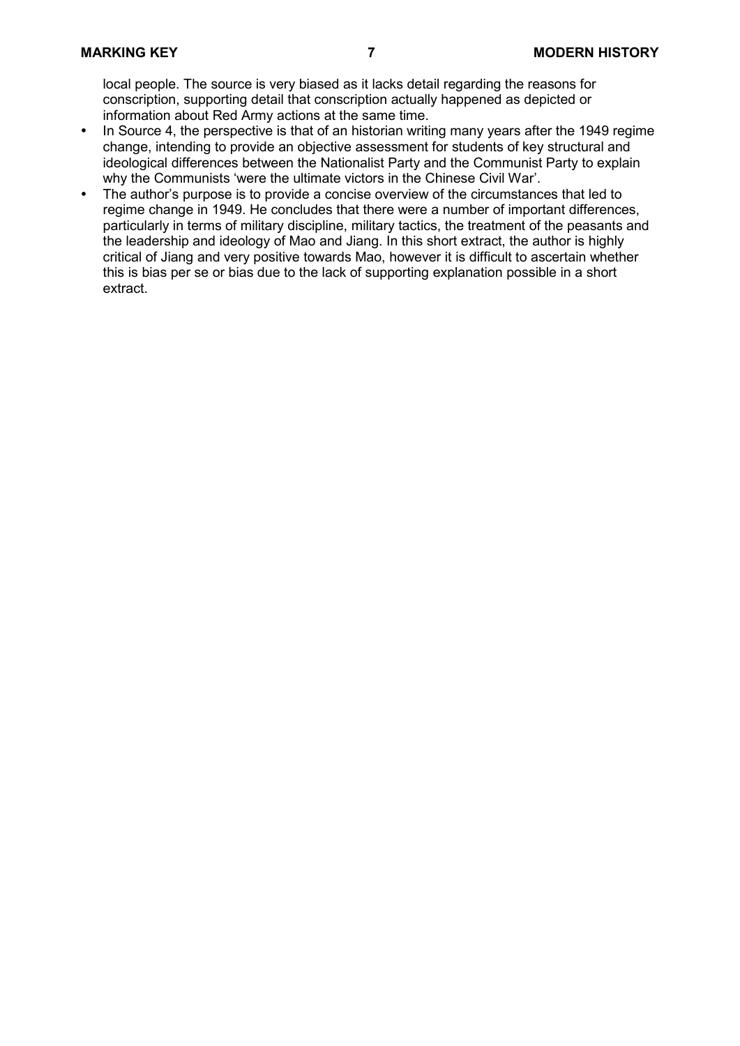local people. The source is very biased as it lacks detail regarding the reasons for conscription, supporting detail that conscription actually happened as depicted or information about Red Army actions at the same time.

- In Source 4, the perspective is that of an historian writing many years after the 1949 regime change, intending to provide an objective assessment for students of key structural and ideological differences between the Nationalist Party and the Communist Party to explain why the Communists 'were the ultimate victors in the Chinese Civil War'.
- The author's purpose is to provide a concise overview of the circumstances that led to regime change in 1949. He concludes that there were a number of important differences, particularly in terms of military discipline, military tactics, the treatment of the peasants and the leadership and ideology of Mao and Jiang. In this short extract, the author is highly critical of Jiang and very positive towards Mao, however it is difficult to ascertain whether this is bias per se or bias due to the lack of supporting explanation possible in a short extract.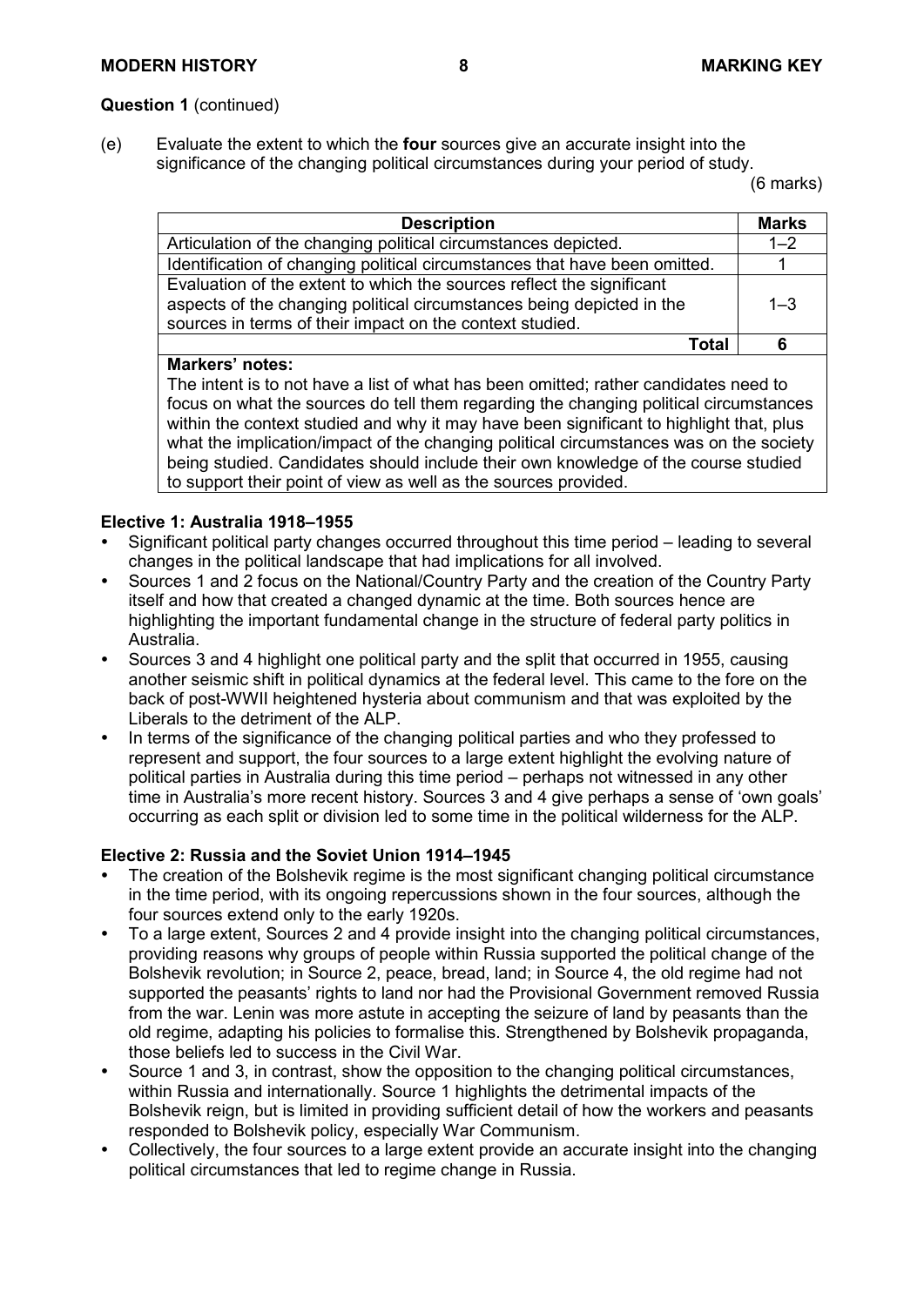**Question 1** (continued)

(e) Evaluate the extent to which the **four** sources give an accurate insight into the significance of the changing political circumstances during your period of study. (6 marks)

| Description | Marks |
| --- | --- |
| Articulation of the changing political circumstances depicted. | 1–2 |
| Identification of changing political circumstances that have been omitted. | 1 |
| Evaluation of the extent to which the sources reflect the significant aspects of the changing political circumstances being depicted in the sources in terms of their impact on the context studied. | 1–3 |
| **Total** | **6** |
| **Markers' notes:** The intent is to not have a list of what has been omitted; rather candidates need to focus on what the sources do tell them regarding the changing political circumstances within the context studied and why it may have been significant to highlight that, plus what the implication/impact of the changing political circumstances was on the society being studied. Candidates should include their own knowledge of the course studied to support their point of view as well as the sources provided. | |

**Elective 1: Australia 1918–1955**

- Significant political party changes occurred throughout this time period – leading to several changes in the political landscape that had implications for all involved.
- Sources 1 and 2 focus on the National/Country Party and the creation of the Country Party itself and how that created a changed dynamic at the time. Both sources hence are highlighting the important fundamental change in the structure of federal party politics in Australia.
- Sources 3 and 4 highlight one political party and the split that occurred in 1955, causing another seismic shift in political dynamics at the federal level. This came to the fore on the back of post-WWII heightened hysteria about communism and that was exploited by the Liberals to the detriment of the ALP.
- In terms of the significance of the changing political parties and who they professed to represent and support, the four sources to a large extent highlight the evolving nature of political parties in Australia during this time period – perhaps not witnessed in any other time in Australia's more recent history. Sources 3 and 4 give perhaps a sense of 'own goals' occurring as each split or division led to some time in the political wilderness for the ALP.

**Elective 2: Russia and the Soviet Union 1914–1945**

- The creation of the Bolshevik regime is the most significant changing political circumstance in the time period, with its ongoing repercussions shown in the four sources, although the four sources extend only to the early 1920s.
- To a large extent, Sources 2 and 4 provide insight into the changing political circumstances, providing reasons why groups of people within Russia supported the political change of the Bolshevik revolution; in Source 2, peace, bread, land; in Source 4, the old regime had not supported the peasants' rights to land nor had the Provisional Government removed Russia from the war. Lenin was more astute in accepting the seizure of land by peasants than the old regime, adapting his policies to formalise this. Strengthened by Bolshevik propaganda, those beliefs led to success in the Civil War.
- Source 1 and 3, in contrast, show the opposition to the changing political circumstances, within Russia and internationally. Source 1 highlights the detrimental impacts of the Bolshevik reign, but is limited in providing sufficient detail of how the workers and peasants responded to Bolshevik policy, especially War Communism.
- Collectively, the four sources to a large extent provide an accurate insight into the changing political circumstances that led to regime change in Russia.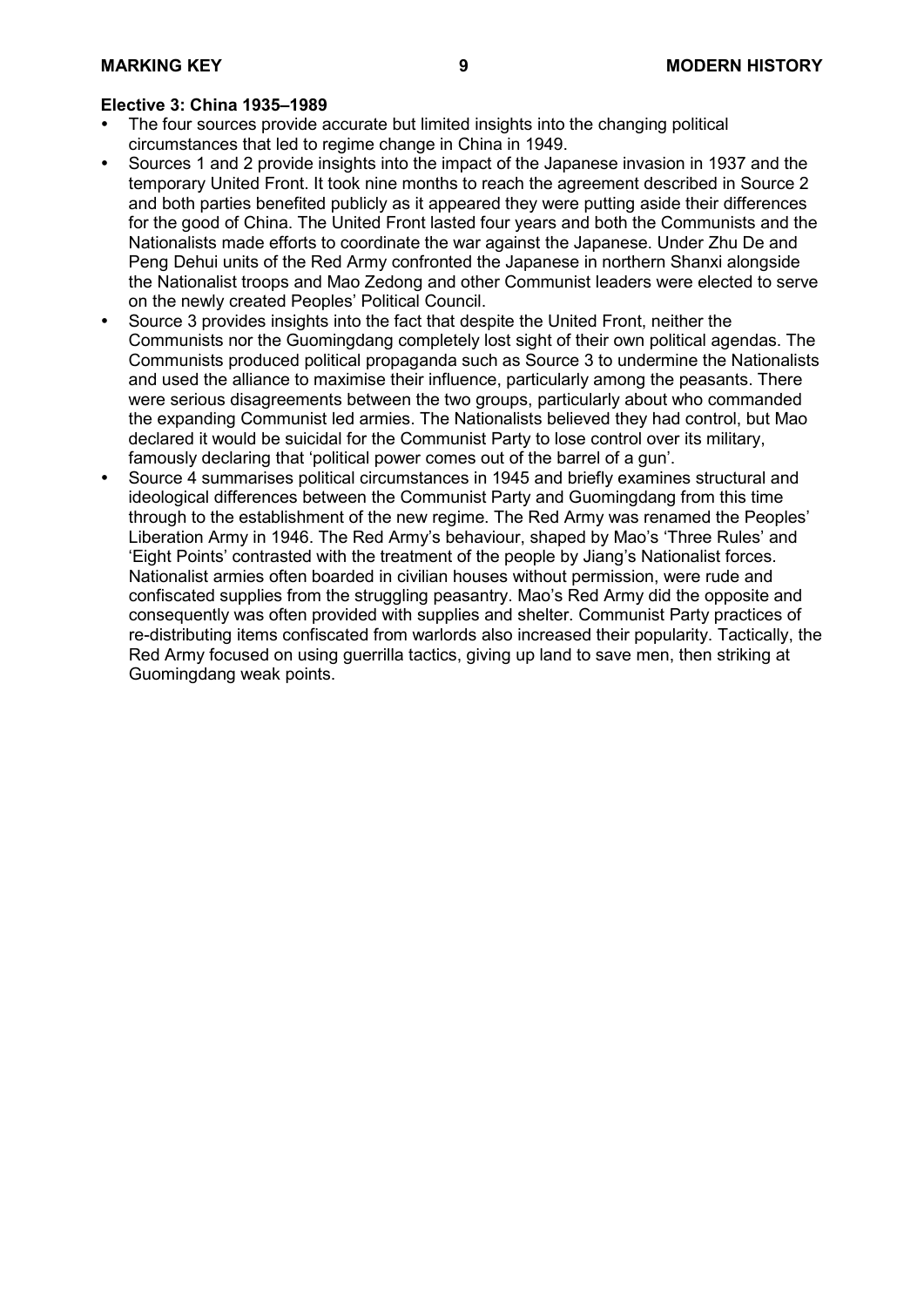**Elective 3: China 1935–1989**

- The four sources provide accurate but limited insights into the changing political circumstances that led to regime change in China in 1949.
- Sources 1 and 2 provide insights into the impact of the Japanese invasion in 1937 and the temporary United Front. It took nine months to reach the agreement described in Source 2 and both parties benefited publicly as it appeared they were putting aside their differences for the good of China. The United Front lasted four years and both the Communists and the Nationalists made efforts to coordinate the war against the Japanese. Under Zhu De and Peng Dehui units of the Red Army confronted the Japanese in northern Shanxi alongside the Nationalist troops and Mao Zedong and other Communist leaders were elected to serve on the newly created Peoples' Political Council.
- Source 3 provides insights into the fact that despite the United Front, neither the Communists nor the Guomingdang completely lost sight of their own political agendas. The Communists produced political propaganda such as Source 3 to undermine the Nationalists and used the alliance to maximise their influence, particularly among the peasants. There were serious disagreements between the two groups, particularly about who commanded the expanding Communist led armies. The Nationalists believed they had control, but Mao declared it would be suicidal for the Communist Party to lose control over its military, famously declaring that 'political power comes out of the barrel of a gun'.
- Source 4 summarises political circumstances in 1945 and briefly examines structural and ideological differences between the Communist Party and Guomingdang from this time through to the establishment of the new regime. The Red Army was renamed the Peoples' Liberation Army in 1946. The Red Army's behaviour, shaped by Mao's 'Three Rules' and 'Eight Points' contrasted with the treatment of the people by Jiang's Nationalist forces. Nationalist armies often boarded in civilian houses without permission, were rude and confiscated supplies from the struggling peasantry. Mao's Red Army did the opposite and consequently was often provided with supplies and shelter. Communist Party practices of re-distributing items confiscated from warlords also increased their popularity. Tactically, the Red Army focused on using guerrilla tactics, giving up land to save men, then striking at Guomingdang weak points.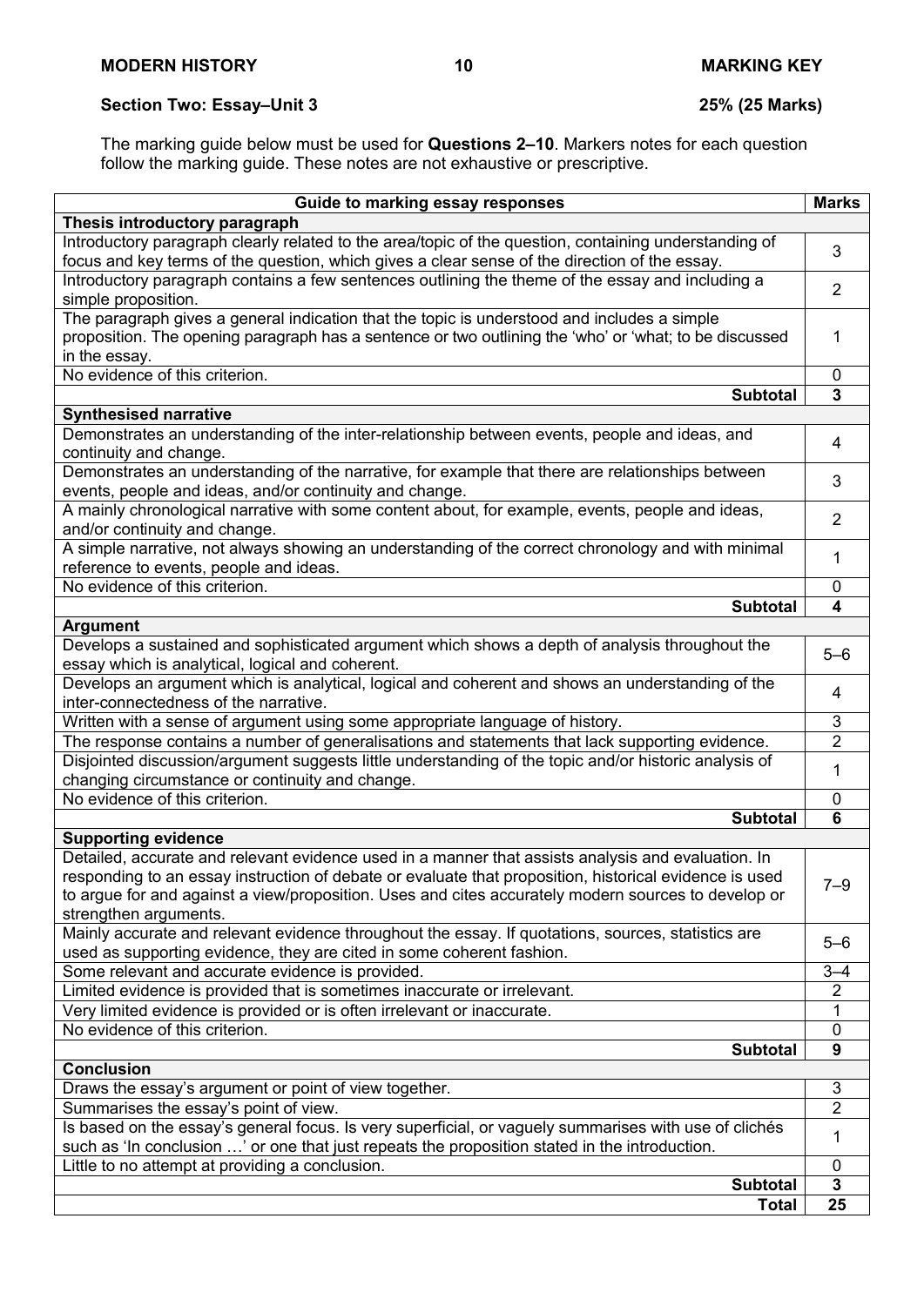**Section Two: Essay–Unit 3** **25% (25 Marks)**

The marking guide below must be used for **Questions 2–10**. Markers notes for each question follow the marking guide. These notes are not exhaustive or prescriptive.

| Guide to marking essay responses | Marks |
|---|---|
| **Thesis introductory paragraph** | |
| Introductory paragraph clearly related to the area/topic of the question, containing understanding of focus and key terms of the question, which gives a clear sense of the direction of the essay. | 3 |
| Introductory paragraph contains a few sentences outlining the theme of the essay and including a simple proposition. | 2 |
| The paragraph gives a general indication that the topic is understood and includes a simple proposition. The opening paragraph has a sentence or two outlining the 'who' or 'what; to be discussed in the essay. | 1 |
| No evidence of this criterion. | 0 |
| **Subtotal** | **3** |
| **Synthesised narrative** | |
| Demonstrates an understanding of the inter-relationship between events, people and ideas, and continuity and change. | 4 |
| Demonstrates an understanding of the narrative, for example that there are relationships between events, people and ideas, and/or continuity and change. | 3 |
| A mainly chronological narrative with some content about, for example, events, people and ideas, and/or continuity and change. | 2 |
| A simple narrative, not always showing an understanding of the correct chronology and with minimal reference to events, people and ideas. | 1 |
| No evidence of this criterion. | 0 |
| **Subtotal** | **4** |
| **Argument** | |
| Develops a sustained and sophisticated argument which shows a depth of analysis throughout the essay which is analytical, logical and coherent. | 5–6 |
| Develops an argument which is analytical, logical and coherent and shows an understanding of the inter-connectedness of the narrative. | 4 |
| Written with a sense of argument using some appropriate language of history. | 3 |
| The response contains a number of generalisations and statements that lack supporting evidence. | 2 |
| Disjointed discussion/argument suggests little understanding of the topic and/or historic analysis of changing circumstance or continuity and change. | 1 |
| No evidence of this criterion. | 0 |
| **Subtotal** | **6** |
| **Supporting evidence** | |
| Detailed, accurate and relevant evidence used in a manner that assists analysis and evaluation. In responding to an essay instruction of debate or evaluate that proposition, historical evidence is used to argue for and against a view/proposition. Uses and cites accurately modern sources to develop or strengthen arguments. | 7–9 |
| Mainly accurate and relevant evidence throughout the essay. If quotations, sources, statistics are used as supporting evidence, they are cited in some coherent fashion. | 5–6 |
| Some relevant and accurate evidence is provided. | 3–4 |
| Limited evidence is provided that is sometimes inaccurate or irrelevant. | 2 |
| Very limited evidence is provided or is often irrelevant or inaccurate. | 1 |
| No evidence of this criterion. | 0 |
| **Subtotal** | **9** |
| **Conclusion** | |
| Draws the essay's argument or point of view together. | 3 |
| Summarises the essay's point of view. | 2 |
| Is based on the essay's general focus. Is very superficial, or vaguely summarises with use of clichés such as 'In conclusion …' or one that just repeats the proposition stated in the introduction. | 1 |
| Little to no attempt at providing a conclusion. | 0 |
| **Subtotal** | **3** |
| **Total** | **25** |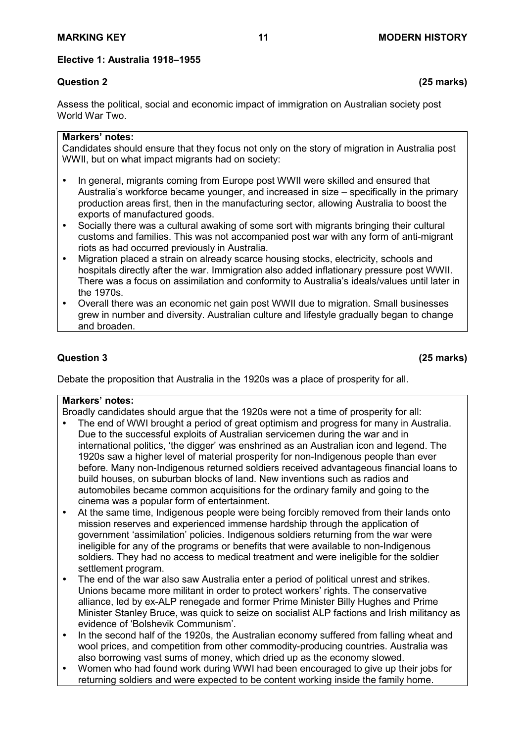## Elective 1: Australia 1918–1955

**Question 2** **(25 marks)**

Assess the political, social and economic impact of immigration on Australian society post World War Two.

**Markers' notes:**

Candidates should ensure that they focus not only on the story of migration in Australia post WWII, but on what impact migrants had on society:

- In general, migrants coming from Europe post WWII were skilled and ensured that Australia's workforce became younger, and increased in size – specifically in the primary production areas first, then in the manufacturing sector, allowing Australia to boost the exports of manufactured goods.
- Socially there was a cultural awaking of some sort with migrants bringing their cultural customs and families. This was not accompanied post war with any form of anti-migrant riots as had occurred previously in Australia.
- Migration placed a strain on already scarce housing stocks, electricity, schools and hospitals directly after the war. Immigration also added inflationary pressure post WWII. There was a focus on assimilation and conformity to Australia's ideals/values until later in the 1970s.
- Overall there was an economic net gain post WWII due to migration. Small businesses grew in number and diversity. Australian culture and lifestyle gradually began to change and broaden.

**Question 3** **(25 marks)**

Debate the proposition that Australia in the 1920s was a place of prosperity for all.

**Markers' notes:**

Broadly candidates should argue that the 1920s were not a time of prosperity for all:

- The end of WWI brought a period of great optimism and progress for many in Australia. Due to the successful exploits of Australian servicemen during the war and in international politics, 'the digger' was enshrined as an Australian icon and legend. The 1920s saw a higher level of material prosperity for non-Indigenous people than ever before. Many non-Indigenous returned soldiers received advantageous financial loans to build houses, on suburban blocks of land. New inventions such as radios and automobiles became common acquisitions for the ordinary family and going to the cinema was a popular form of entertainment.
- At the same time, Indigenous people were being forcibly removed from their lands onto mission reserves and experienced immense hardship through the application of government 'assimilation' policies. Indigenous soldiers returning from the war were ineligible for any of the programs or benefits that were available to non-Indigenous soldiers. They had no access to medical treatment and were ineligible for the soldier settlement program.
- The end of the war also saw Australia enter a period of political unrest and strikes. Unions became more militant in order to protect workers' rights. The conservative alliance, led by ex-ALP renegade and former Prime Minister Billy Hughes and Prime Minister Stanley Bruce, was quick to seize on socialist ALP factions and Irish militancy as evidence of 'Bolshevik Communism'.
- In the second half of the 1920s, the Australian economy suffered from falling wheat and wool prices, and competition from other commodity-producing countries. Australia was also borrowing vast sums of money, which dried up as the economy slowed.
- Women who had found work during WWI had been encouraged to give up their jobs for returning soldiers and were expected to be content working inside the family home.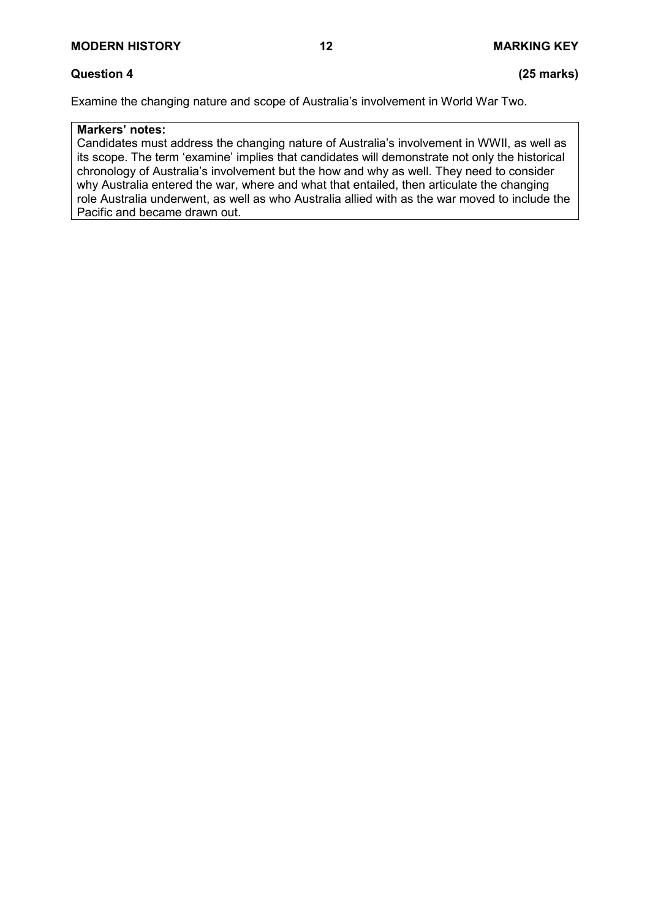**Question 4** **(25 marks)**

Examine the changing nature and scope of Australia's involvement in World War Two.

| **Markers' notes:** |
| --- |
| Candidates must address the changing nature of Australia's involvement in WWII, as well as its scope. The term 'examine' implies that candidates will demonstrate not only the historical chronology of Australia's involvement but the how and why as well. They need to consider why Australia entered the war, where and what that entailed, then articulate the changing role Australia underwent, as well as who Australia allied with as the war moved to include the Pacific and became drawn out. |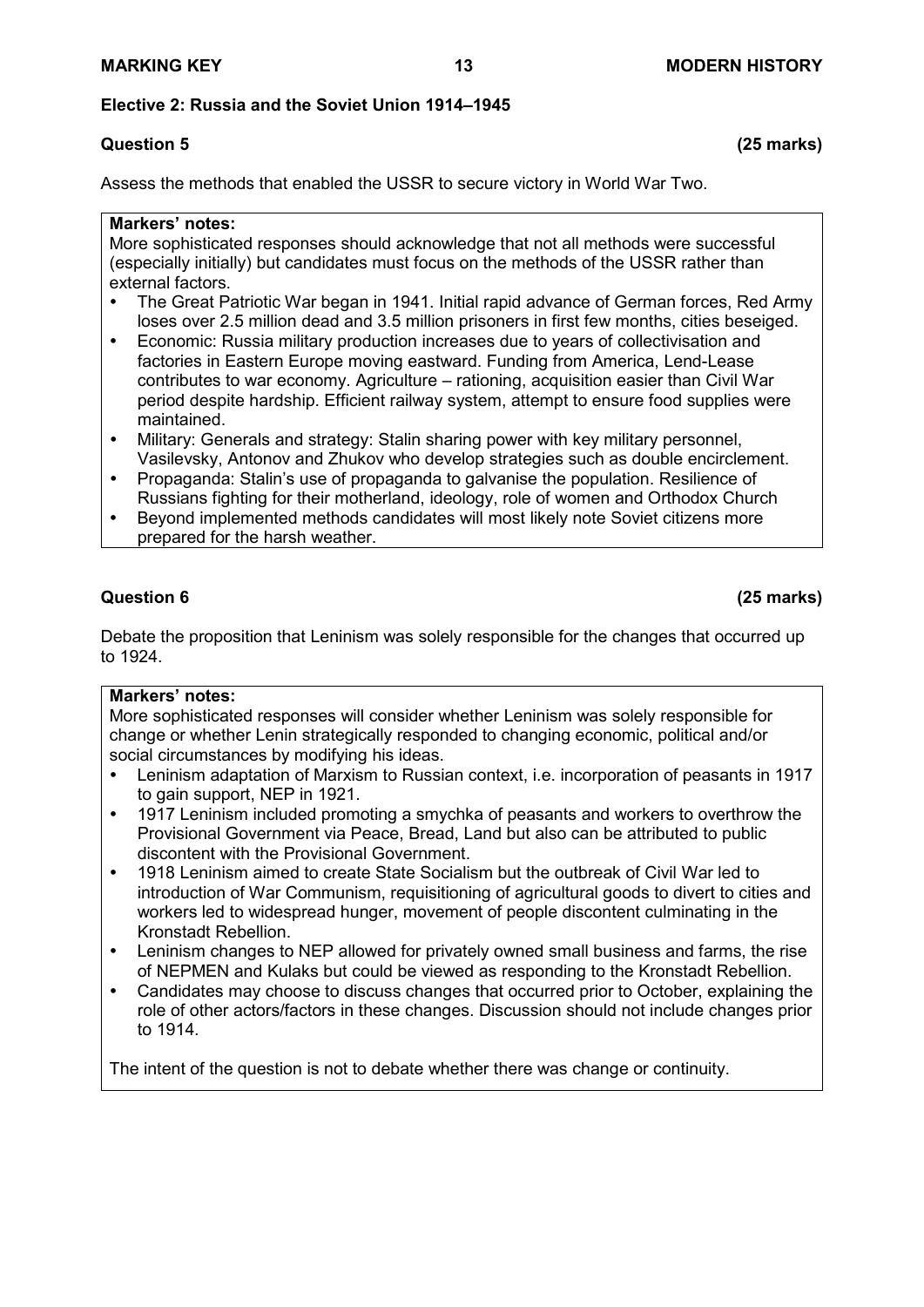## Elective 2: Russia and the Soviet Union 1914–1945

**Question 5** **(25 marks)**

Assess the methods that enabled the USSR to secure victory in World War Two.

**Markers' notes:**

More sophisticated responses should acknowledge that not all methods were successful (especially initially) but candidates must focus on the methods of the USSR rather than external factors.

- The Great Patriotic War began in 1941. Initial rapid advance of German forces, Red Army loses over 2.5 million dead and 3.5 million prisoners in first few months, cities beseiged.
- Economic: Russia military production increases due to years of collectivisation and factories in Eastern Europe moving eastward. Funding from America, Lend-Lease contributes to war economy. Agriculture – rationing, acquisition easier than Civil War period despite hardship. Efficient railway system, attempt to ensure food supplies were maintained.
- Military: Generals and strategy: Stalin sharing power with key military personnel, Vasilevsky, Antonov and Zhukov who develop strategies such as double encirclement.
- Propaganda: Stalin's use of propaganda to galvanise the population. Resilience of Russians fighting for their motherland, ideology, role of women and Orthodox Church
- Beyond implemented methods candidates will most likely note Soviet citizens more prepared for the harsh weather.

**Question 6** **(25 marks)**

Debate the proposition that Leninism was solely responsible for the changes that occurred up to 1924.

**Markers' notes:**

More sophisticated responses will consider whether Leninism was solely responsible for change or whether Lenin strategically responded to changing economic, political and/or social circumstances by modifying his ideas.

- Leninism adaptation of Marxism to Russian context, i.e. incorporation of peasants in 1917 to gain support, NEP in 1921.
- 1917 Leninism included promoting a smychka of peasants and workers to overthrow the Provisional Government via Peace, Bread, Land but also can be attributed to public discontent with the Provisional Government.
- 1918 Leninism aimed to create State Socialism but the outbreak of Civil War led to introduction of War Communism, requisitioning of agricultural goods to divert to cities and workers led to widespread hunger, movement of people discontent culminating in the Kronstadt Rebellion.
- Leninism changes to NEP allowed for privately owned small business and farms, the rise of NEPMEN and Kulaks but could be viewed as responding to the Kronstadt Rebellion.
- Candidates may choose to discuss changes that occurred prior to October, explaining the role of other actors/factors in these changes. Discussion should not include changes prior to 1914.

The intent of the question is not to debate whether there was change or continuity.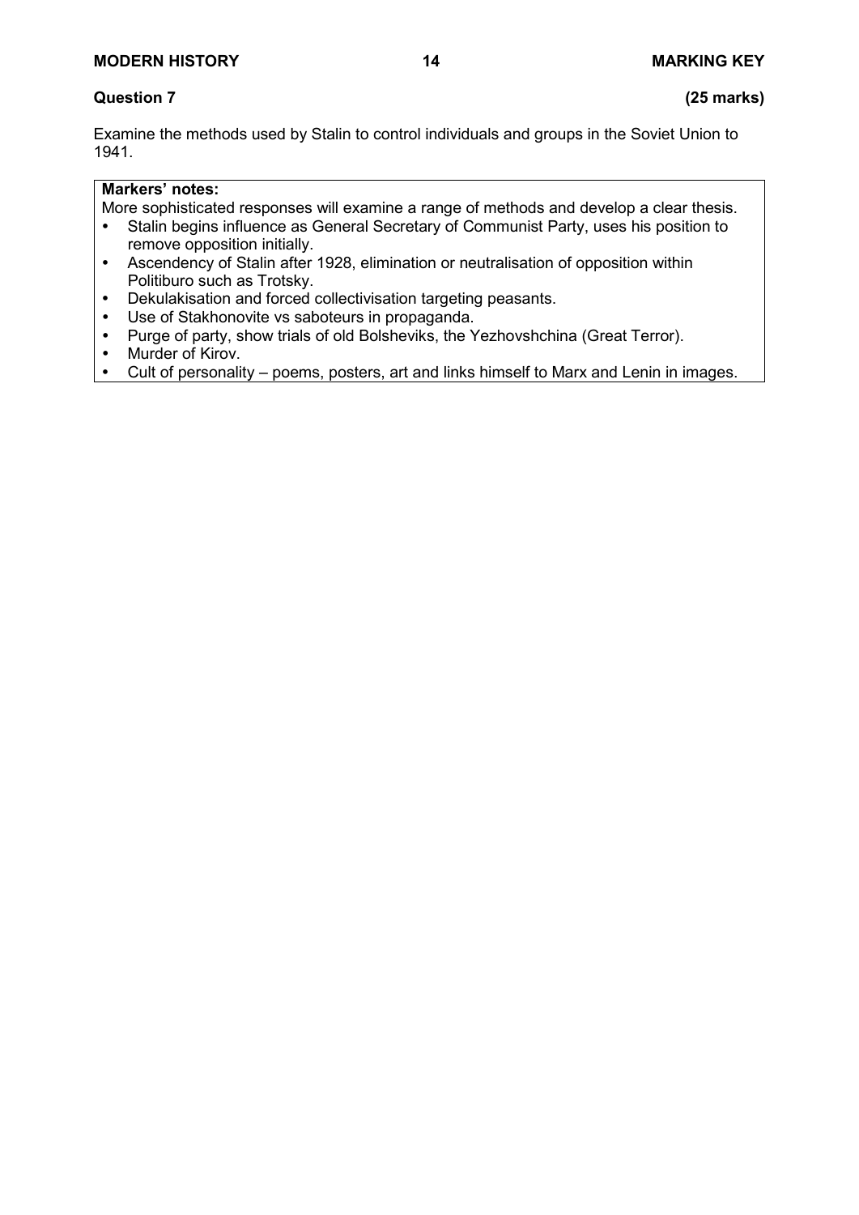**Question 7** **(25 marks)**

Examine the methods used by Stalin to control individuals and groups in the Soviet Union to 1941.

**Markers' notes:**

More sophisticated responses will examine a range of methods and develop a clear thesis.

- Stalin begins influence as General Secretary of Communist Party, uses his position to remove opposition initially.
- Ascendency of Stalin after 1928, elimination or neutralisation of opposition within Politiburo such as Trotsky.
- Dekulakisation and forced collectivisation targeting peasants.
- Use of Stakhonovite vs saboteurs in propaganda.
- Purge of party, show trials of old Bolsheviks, the Yezhovshchina (Great Terror).
- Murder of Kirov.
- Cult of personality – poems, posters, art and links himself to Marx and Lenin in images.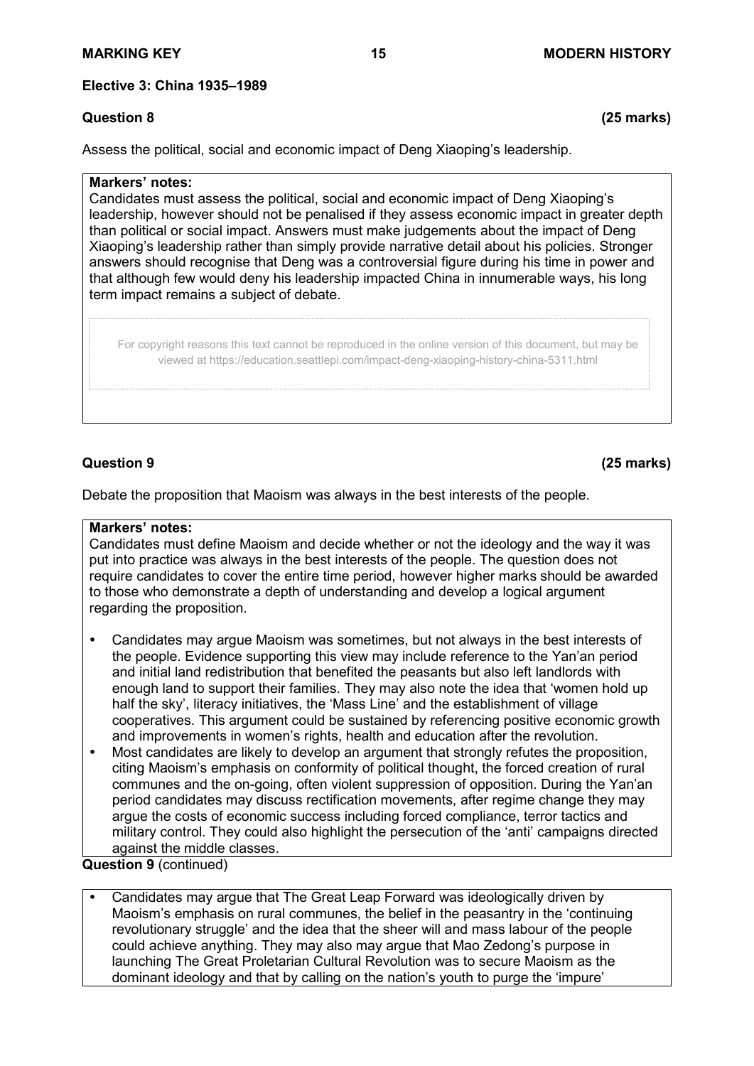## Elective 3: China 1935–1989

### Question 8 (25 marks)

Assess the political, social and economic impact of Deng Xiaoping's leadership.

**Markers' notes:**
Candidates must assess the political, social and economic impact of Deng Xiaoping's leadership, however should not be penalised if they assess economic impact in greater depth than political or social impact. Answers must make judgements about the impact of Deng Xiaoping's leadership rather than simply provide narrative detail about his policies. Stronger answers should recognise that Deng was a controversial figure during his time in power and that although few would deny his leadership impacted China in innumerable ways, his long term impact remains a subject of debate.

For copyright reasons this text cannot be reproduced in the online version of this document, but may be viewed at https://education.seattlepi.com/impact-deng-xiaoping-history-china-5311.html

### Question 9 (25 marks)

Debate the proposition that Maoism was always in the best interests of the people.

**Markers' notes:**
Candidates must define Maoism and decide whether or not the ideology and the way it was put into practice was always in the best interests of the people. The question does not require candidates to cover the entire time period, however higher marks should be awarded to those who demonstrate a depth of understanding and develop a logical argument regarding the proposition.

- Candidates may argue Maoism was sometimes, but not always in the best interests of the people. Evidence supporting this view may include reference to the Yan'an period and initial land redistribution that benefited the peasants but also left landlords with enough land to support their families. They may also note the idea that 'women hold up half the sky', literacy initiatives, the 'Mass Line' and the establishment of village cooperatives. This argument could be sustained by referencing positive economic growth and improvements in women's rights, health and education after the revolution.
- Most candidates are likely to develop an argument that strongly refutes the proposition, citing Maoism's emphasis on conformity of political thought, the forced creation of rural communes and the on-going, often violent suppression of opposition. During the Yan'an period candidates may discuss rectification movements, after regime change they may argue the costs of economic success including forced compliance, terror tactics and military control. They could also highlight the persecution of the 'anti' campaigns directed against the middle classes.

**Question 9** (continued)

- Candidates may argue that The Great Leap Forward was ideologically driven by Maoism's emphasis on rural communes, the belief in the peasantry in the 'continuing revolutionary struggle' and the idea that the sheer will and mass labour of the people could achieve anything. They may also may argue that Mao Zedong's purpose in launching The Great Proletarian Cultural Revolution was to secure Maoism as the dominant ideology and that by calling on the nation's youth to purge the 'impure'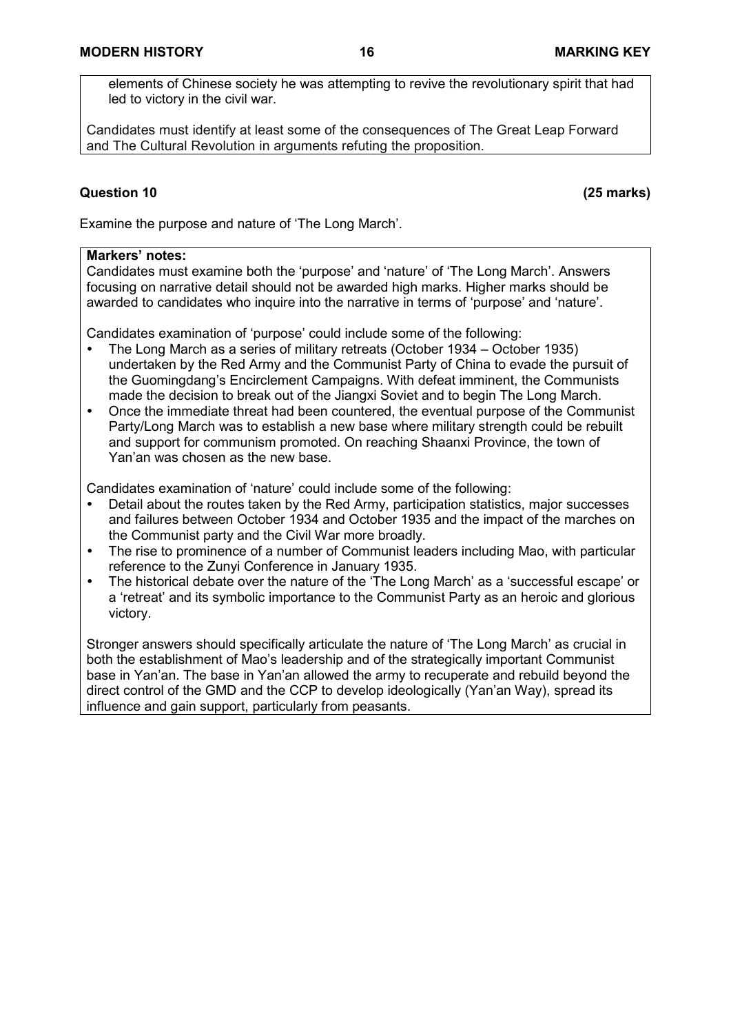elements of Chinese society he was attempting to revive the revolutionary spirit that had led to victory in the civil war.

Candidates must identify at least some of the consequences of The Great Leap Forward and The Cultural Revolution in arguments refuting the proposition.

**Question 10** **(25 marks)**

Examine the purpose and nature of 'The Long March'.

**Markers' notes:**
Candidates must examine both the 'purpose' and 'nature' of 'The Long March'. Answers focusing on narrative detail should not be awarded high marks. Higher marks should be awarded to candidates who inquire into the narrative in terms of 'purpose' and 'nature'.

Candidates examination of 'purpose' could include some of the following:

- The Long March as a series of military retreats (October 1934 – October 1935) undertaken by the Red Army and the Communist Party of China to evade the pursuit of the Guomingdang's Encirclement Campaigns. With defeat imminent, the Communists made the decision to break out of the Jiangxi Soviet and to begin The Long March.
- Once the immediate threat had been countered, the eventual purpose of the Communist Party/Long March was to establish a new base where military strength could be rebuilt and support for communism promoted. On reaching Shaanxi Province, the town of Yan'an was chosen as the new base.

Candidates examination of 'nature' could include some of the following:

- Detail about the routes taken by the Red Army, participation statistics, major successes and failures between October 1934 and October 1935 and the impact of the marches on the Communist party and the Civil War more broadly.
- The rise to prominence of a number of Communist leaders including Mao, with particular reference to the Zunyi Conference in January 1935.
- The historical debate over the nature of the 'The Long March' as a 'successful escape' or a 'retreat' and its symbolic importance to the Communist Party as an heroic and glorious victory.

Stronger answers should specifically articulate the nature of 'The Long March' as crucial in both the establishment of Mao's leadership and of the strategically important Communist base in Yan'an. The base in Yan'an allowed the army to recuperate and rebuild beyond the direct control of the GMD and the CCP to develop ideologically (Yan'an Way), spread its influence and gain support, particularly from peasants.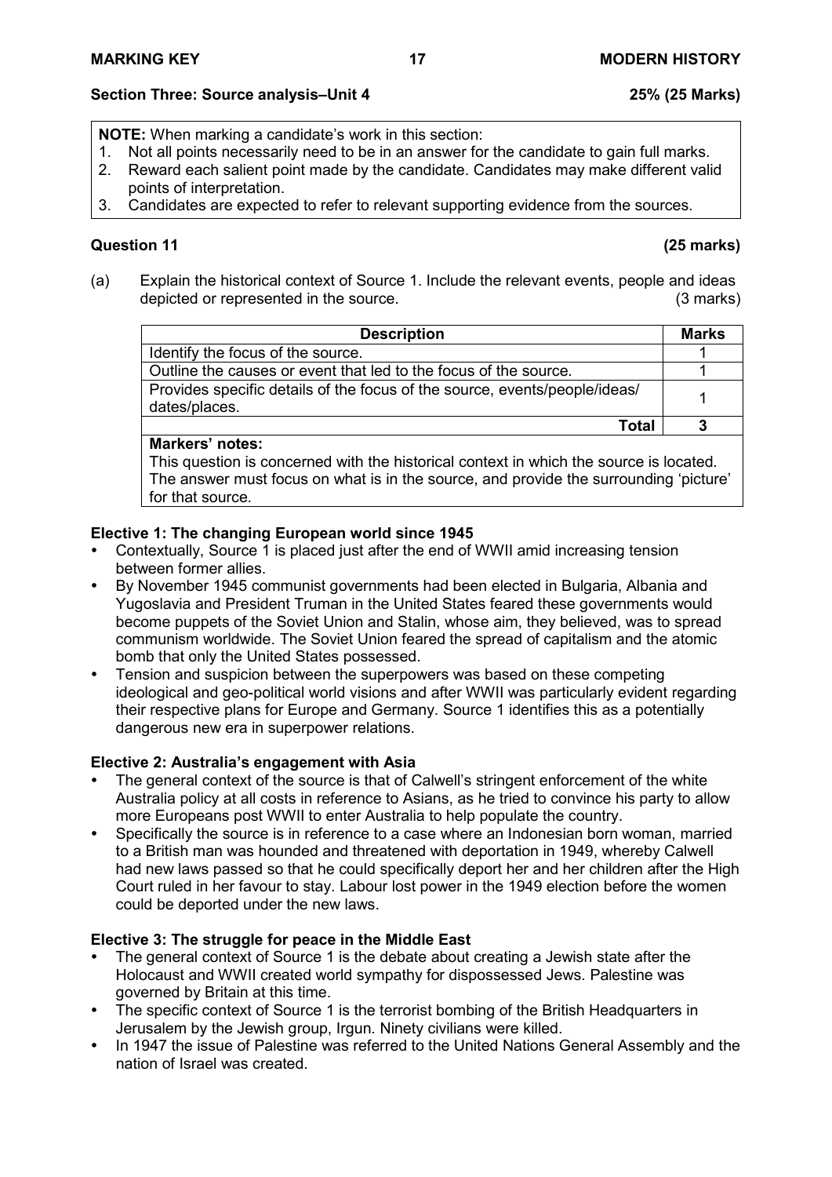## Section Three: Source analysis–Unit 4 — 25% (25 Marks)

**NOTE:** When marking a candidate's work in this section:
1. Not all points necessarily need to be in an answer for the candidate to gain full marks.
2. Reward each salient point made by the candidate. Candidates may make different valid points of interpretation.
3. Candidates are expected to refer to relevant supporting evidence from the sources.

### Question 11 (25 marks)

(a) Explain the historical context of Source 1. Include the relevant events, people and ideas depicted or represented in the source. (3 marks)

| Description | Marks |
|---|---|
| Identify the focus of the source. | 1 |
| Outline the causes or event that led to the focus of the source. | 1 |
| Provides specific details of the focus of the source, events/people/ideas/ dates/places. | 1 |
| **Total** | **3** |

**Markers' notes:**
This question is concerned with the historical context in which the source is located. The answer must focus on what is in the source, and provide the surrounding 'picture' for that source.

**Elective 1: The changing European world since 1945**
- Contextually, Source 1 is placed just after the end of WWII amid increasing tension between former allies.
- By November 1945 communist governments had been elected in Bulgaria, Albania and Yugoslavia and President Truman in the United States feared these governments would become puppets of the Soviet Union and Stalin, whose aim, they believed, was to spread communism worldwide. The Soviet Union feared the spread of capitalism and the atomic bomb that only the United States possessed.
- Tension and suspicion between the superpowers was based on these competing ideological and geo-political world visions and after WWII was particularly evident regarding their respective plans for Europe and Germany. Source 1 identifies this as a potentially dangerous new era in superpower relations.

**Elective 2: Australia's engagement with Asia**
- The general context of the source is that of Calwell's stringent enforcement of the white Australia policy at all costs in reference to Asians, as he tried to convince his party to allow more Europeans post WWII to enter Australia to help populate the country.
- Specifically the source is in reference to a case where an Indonesian born woman, married to a British man was hounded and threatened with deportation in 1949, whereby Calwell had new laws passed so that he could specifically deport her and her children after the High Court ruled in her favour to stay. Labour lost power in the 1949 election before the women could be deported under the new laws.

**Elective 3: The struggle for peace in the Middle East**
- The general context of Source 1 is the debate about creating a Jewish state after the Holocaust and WWII created world sympathy for dispossessed Jews. Palestine was governed by Britain at this time.
- The specific context of Source 1 is the terrorist bombing of the British Headquarters in Jerusalem by the Jewish group, Irgun. Ninety civilians were killed.
- In 1947 the issue of Palestine was referred to the United Nations General Assembly and the nation of Israel was created.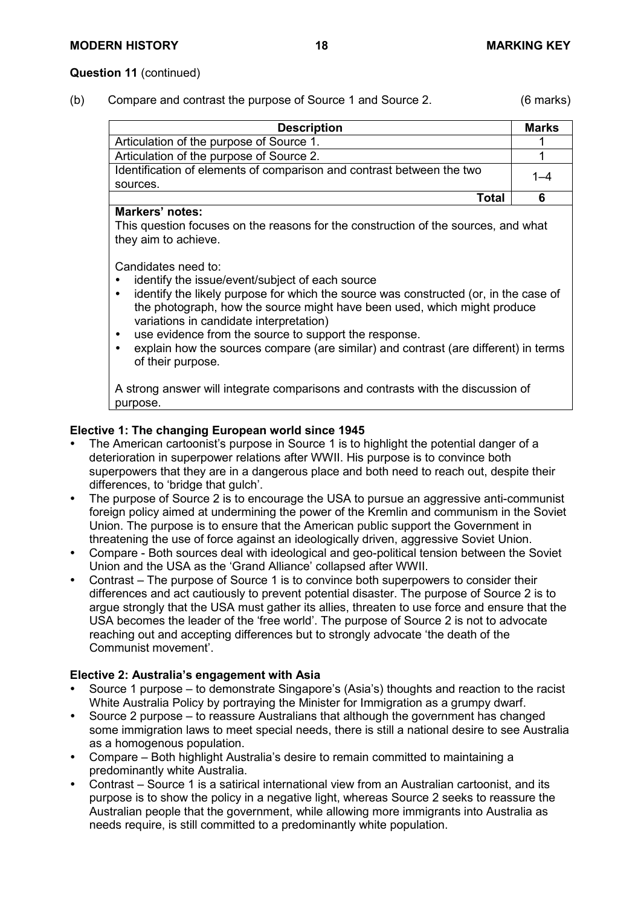**Question 11** (continued)

(b) Compare and contrast the purpose of Source 1 and Source 2. (6 marks)

| Description | Marks |
|---|---|
| Articulation of the purpose of Source 1. | 1 |
| Articulation of the purpose of Source 2. | 1 |
| Identification of elements of comparison and contrast between the two sources. | 1–4 |
| **Total** | **6** |

**Markers' notes:**

This question focuses on the reasons for the construction of the sources, and what they aim to achieve.

Candidates need to:

- identify the issue/event/subject of each source
- identify the likely purpose for which the source was constructed (or, in the case of the photograph, how the source might have been used, which might produce variations in candidate interpretation)
- use evidence from the source to support the response.
- explain how the sources compare (are similar) and contrast (are different) in terms of their purpose.

A strong answer will integrate comparisons and contrasts with the discussion of purpose.

**Elective 1: The changing European world since 1945**

- The American cartoonist's purpose in Source 1 is to highlight the potential danger of a deterioration in superpower relations after WWII. His purpose is to convince both superpowers that they are in a dangerous place and both need to reach out, despite their differences, to 'bridge that gulch'.
- The purpose of Source 2 is to encourage the USA to pursue an aggressive anti-communist foreign policy aimed at undermining the power of the Kremlin and communism in the Soviet Union. The purpose is to ensure that the American public support the Government in threatening the use of force against an ideologically driven, aggressive Soviet Union.
- Compare - Both sources deal with ideological and geo-political tension between the Soviet Union and the USA as the 'Grand Alliance' collapsed after WWII.
- Contrast – The purpose of Source 1 is to convince both superpowers to consider their differences and act cautiously to prevent potential disaster. The purpose of Source 2 is to argue strongly that the USA must gather its allies, threaten to use force and ensure that the USA becomes the leader of the 'free world'. The purpose of Source 2 is not to advocate reaching out and accepting differences but to strongly advocate 'the death of the Communist movement'.

**Elective 2: Australia's engagement with Asia**

- Source 1 purpose – to demonstrate Singapore's (Asia's) thoughts and reaction to the racist White Australia Policy by portraying the Minister for Immigration as a grumpy dwarf.
- Source 2 purpose – to reassure Australians that although the government has changed some immigration laws to meet special needs, there is still a national desire to see Australia as a homogenous population.
- Compare – Both highlight Australia's desire to remain committed to maintaining a predominantly white Australia.
- Contrast – Source 1 is a satirical international view from an Australian cartoonist, and its purpose is to show the policy in a negative light, whereas Source 2 seeks to reassure the Australian people that the government, while allowing more immigrants into Australia as needs require, is still committed to a predominantly white population.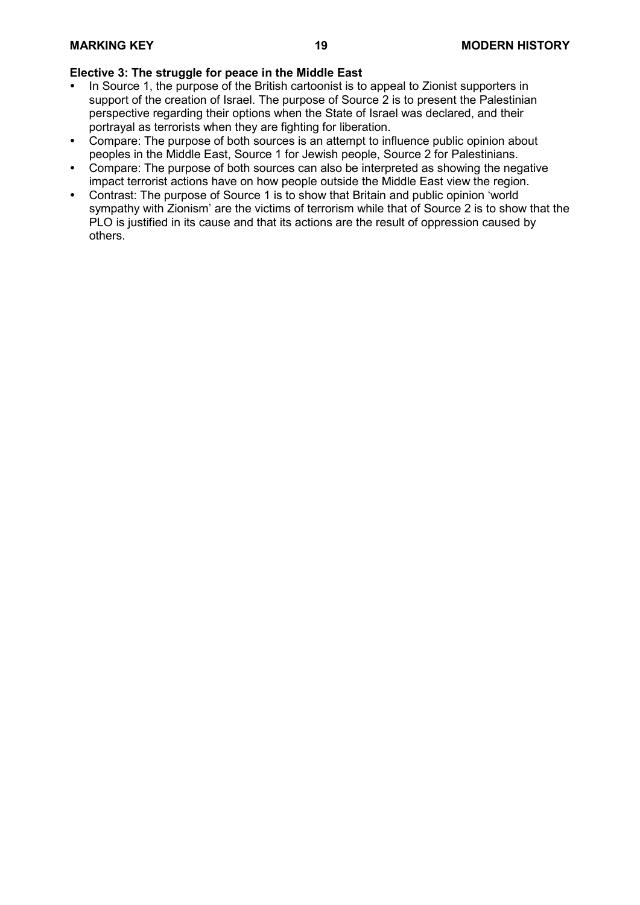**Elective 3: The struggle for peace in the Middle East**

- In Source 1, the purpose of the British cartoonist is to appeal to Zionist supporters in support of the creation of Israel. The purpose of Source 2 is to present the Palestinian perspective regarding their options when the State of Israel was declared, and their portrayal as terrorists when they are fighting for liberation.
- Compare: The purpose of both sources is an attempt to influence public opinion about peoples in the Middle East, Source 1 for Jewish people, Source 2 for Palestinians.
- Compare: The purpose of both sources can also be interpreted as showing the negative impact terrorist actions have on how people outside the Middle East view the region.
- Contrast: The purpose of Source 1 is to show that Britain and public opinion 'world sympathy with Zionism' are the victims of terrorism while that of Source 2 is to show that the PLO is justified in its cause and that its actions are the result of oppression caused by others.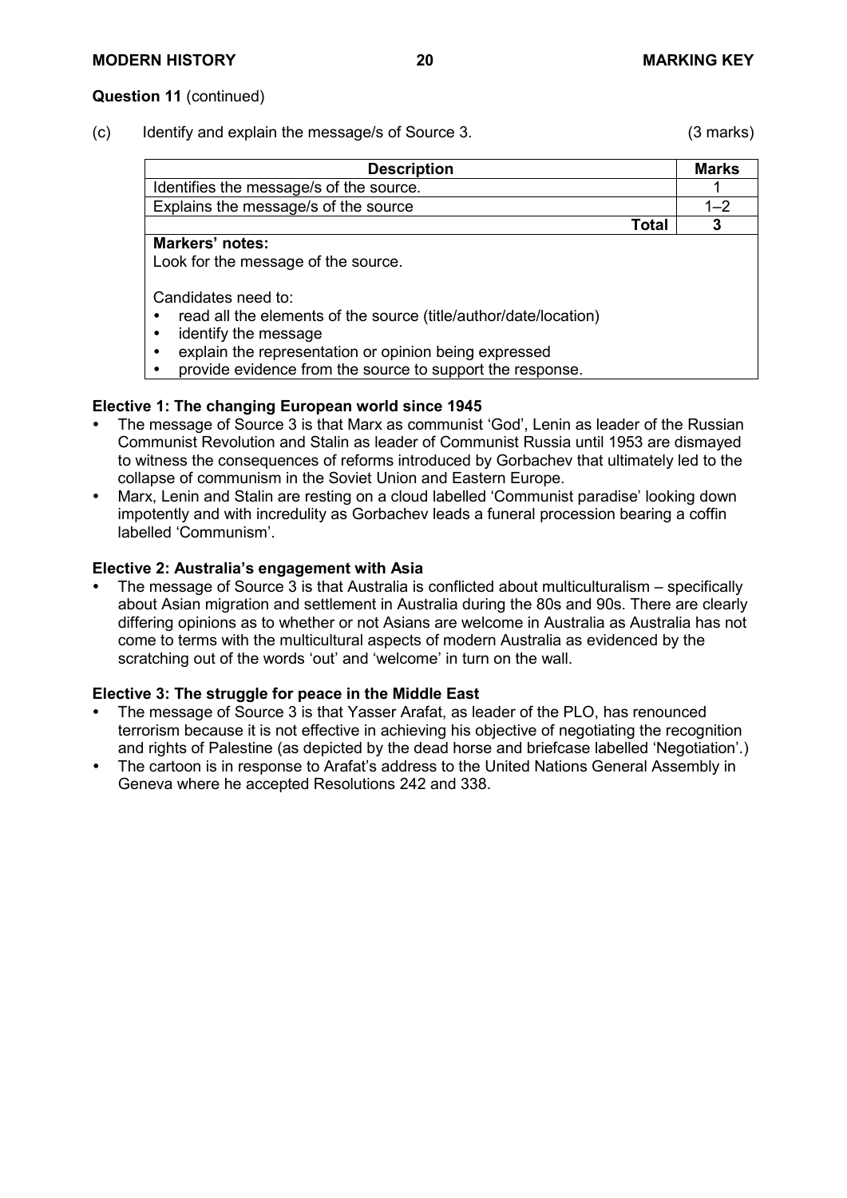**Question 11** (continued)

(c) Identify and explain the message/s of Source 3. (3 marks)

| Description | Marks |
|---|---|
| Identifies the message/s of the source. | 1 |
| Explains the message/s of the source | 1–2 |
| **Total** | **3** |

**Markers' notes:**
Look for the message of the source.

Candidates need to:
- read all the elements of the source (title/author/date/location)
- identify the message
- explain the representation or opinion being expressed
- provide evidence from the source to support the response.

**Elective 1: The changing European world since 1945**

- The message of Source 3 is that Marx as communist 'God', Lenin as leader of the Russian Communist Revolution and Stalin as leader of Communist Russia until 1953 are dismayed to witness the consequences of reforms introduced by Gorbachev that ultimately led to the collapse of communism in the Soviet Union and Eastern Europe.
- Marx, Lenin and Stalin are resting on a cloud labelled 'Communist paradise' looking down impotently and with incredulity as Gorbachev leads a funeral procession bearing a coffin labelled 'Communism'.

**Elective 2: Australia's engagement with Asia**

- The message of Source 3 is that Australia is conflicted about multiculturalism – specifically about Asian migration and settlement in Australia during the 80s and 90s. There are clearly differing opinions as to whether or not Asians are welcome in Australia as Australia has not come to terms with the multicultural aspects of modern Australia as evidenced by the scratching out of the words 'out' and 'welcome' in turn on the wall.

**Elective 3: The struggle for peace in the Middle East**

- The message of Source 3 is that Yasser Arafat, as leader of the PLO, has renounced terrorism because it is not effective in achieving his objective of negotiating the recognition and rights of Palestine (as depicted by the dead horse and briefcase labelled 'Negotiation'.)
- The cartoon is in response to Arafat's address to the United Nations General Assembly in Geneva where he accepted Resolutions 242 and 338.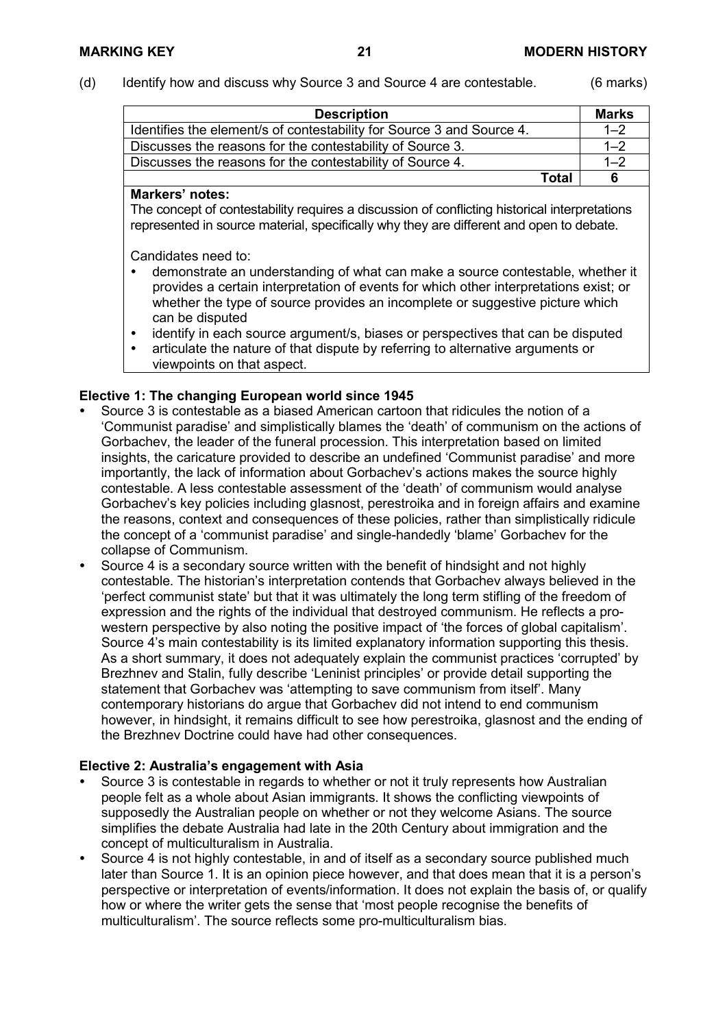(d) Identify how and discuss why Source 3 and Source 4 are contestable. (6 marks)

| Description | Marks |
|---|---|
| Identifies the element/s of contestability for Source 3 and Source 4. | 1–2 |
| Discusses the reasons for the contestability of Source 3. | 1–2 |
| Discusses the reasons for the contestability of Source 4. | 1–2 |
| **Total** | **6** |

**Markers' notes:**
The concept of contestability requires a discussion of conflicting historical interpretations represented in source material, specifically why they are different and open to debate.

Candidates need to:

- demonstrate an understanding of what can make a source contestable, whether it provides a certain interpretation of events for which other interpretations exist; or whether the type of source provides an incomplete or suggestive picture which can be disputed
- identify in each source argument/s, biases or perspectives that can be disputed
- articulate the nature of that dispute by referring to alternative arguments or viewpoints on that aspect.

**Elective 1: The changing European world since 1945**

- Source 3 is contestable as a biased American cartoon that ridicules the notion of a 'Communist paradise' and simplistically blames the 'death' of communism on the actions of Gorbachev, the leader of the funeral procession. This interpretation based on limited insights, the caricature provided to describe an undefined 'Communist paradise' and more importantly, the lack of information about Gorbachev's actions makes the source highly contestable. A less contestable assessment of the 'death' of communism would analyse Gorbachev's key policies including glasnost, perestroika and in foreign affairs and examine the reasons, context and consequences of these policies, rather than simplistically ridicule the concept of a 'communist paradise' and single-handedly 'blame' Gorbachev for the collapse of Communism.
- Source 4 is a secondary source written with the benefit of hindsight and not highly contestable. The historian's interpretation contends that Gorbachev always believed in the 'perfect communist state' but that it was ultimately the long term stifling of the freedom of expression and the rights of the individual that destroyed communism. He reflects a pro-western perspective by also noting the positive impact of 'the forces of global capitalism'. Source 4's main contestability is its limited explanatory information supporting this thesis. As a short summary, it does not adequately explain the communist practices 'corrupted' by Brezhnev and Stalin, fully describe 'Leninist principles' or provide detail supporting the statement that Gorbachev was 'attempting to save communism from itself'. Many contemporary historians do argue that Gorbachev did not intend to end communism however, in hindsight, it remains difficult to see how perestroika, glasnost and the ending of the Brezhnev Doctrine could have had other consequences.

**Elective 2: Australia's engagement with Asia**

- Source 3 is contestable in regards to whether or not it truly represents how Australian people felt as a whole about Asian immigrants. It shows the conflicting viewpoints of supposedly the Australian people on whether or not they welcome Asians. The source simplifies the debate Australia had late in the 20th Century about immigration and the concept of multiculturalism in Australia.
- Source 4 is not highly contestable, in and of itself as a secondary source published much later than Source 1. It is an opinion piece however, and that does mean that it is a person's perspective or interpretation of events/information. It does not explain the basis of, or qualify how or where the writer gets the sense that 'most people recognise the benefits of multiculturalism'. The source reflects some pro-multiculturalism bias.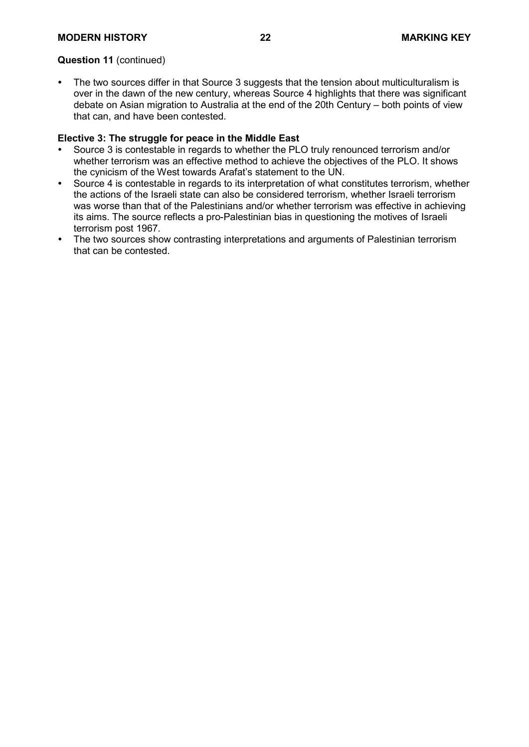**Question 11** (continued)

- The two sources differ in that Source 3 suggests that the tension about multiculturalism is over in the dawn of the new century, whereas Source 4 highlights that there was significant debate on Asian migration to Australia at the end of the 20th Century – both points of view that can, and have been contested.

**Elective 3: The struggle for peace in the Middle East**

- Source 3 is contestable in regards to whether the PLO truly renounced terrorism and/or whether terrorism was an effective method to achieve the objectives of the PLO. It shows the cynicism of the West towards Arafat's statement to the UN.
- Source 4 is contestable in regards to its interpretation of what constitutes terrorism, whether the actions of the Israeli state can also be considered terrorism, whether Israeli terrorism was worse than that of the Palestinians and/or whether terrorism was effective in achieving its aims. The source reflects a pro-Palestinian bias in questioning the motives of Israeli terrorism post 1967.
- The two sources show contrasting interpretations and arguments of Palestinian terrorism that can be contested.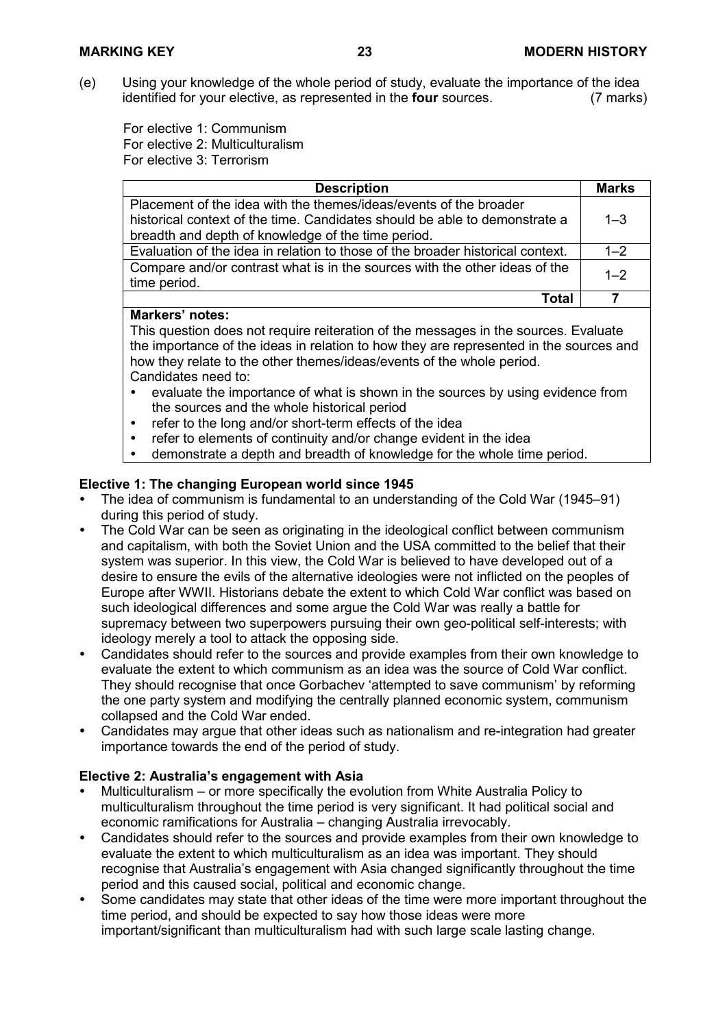(e) Using your knowledge of the whole period of study, evaluate the importance of the idea identified for your elective, as represented in the **four** sources. (7 marks)

For elective 1: Communism
For elective 2: Multiculturalism
For elective 3: Terrorism

| Description | Marks |
|---|---|
| Placement of the idea with the themes/ideas/events of the broader historical context of the time. Candidates should be able to demonstrate a breadth and depth of knowledge of the time period. | 1–3 |
| Evaluation of the idea in relation to those of the broader historical context. | 1–2 |
| Compare and/or contrast what is in the sources with the other ideas of the time period. | 1–2 |
| **Total** | **7** |

**Markers' notes:**

This question does not require reiteration of the messages in the sources. Evaluate the importance of the ideas in relation to how they are represented in the sources and how they relate to the other themes/ideas/events of the whole period.

Candidates need to:

- evaluate the importance of what is shown in the sources by using evidence from the sources and the whole historical period
- refer to the long and/or short-term effects of the idea
- refer to elements of continuity and/or change evident in the idea
- demonstrate a depth and breadth of knowledge for the whole time period.

**Elective 1: The changing European world since 1945**

- The idea of communism is fundamental to an understanding of the Cold War (1945–91) during this period of study.
- The Cold War can be seen as originating in the ideological conflict between communism and capitalism, with both the Soviet Union and the USA committed to the belief that their system was superior. In this view, the Cold War is believed to have developed out of a desire to ensure the evils of the alternative ideologies were not inflicted on the peoples of Europe after WWII. Historians debate the extent to which Cold War conflict was based on such ideological differences and some argue the Cold War was really a battle for supremacy between two superpowers pursuing their own geo-political self-interests; with ideology merely a tool to attack the opposing side.
- Candidates should refer to the sources and provide examples from their own knowledge to evaluate the extent to which communism as an idea was the source of Cold War conflict. They should recognise that once Gorbachev 'attempted to save communism' by reforming the one party system and modifying the centrally planned economic system, communism collapsed and the Cold War ended.
- Candidates may argue that other ideas such as nationalism and re-integration had greater importance towards the end of the period of study.

**Elective 2: Australia's engagement with Asia**

- Multiculturalism – or more specifically the evolution from White Australia Policy to multiculturalism throughout the time period is very significant. It had political social and economic ramifications for Australia – changing Australia irrevocably.
- Candidates should refer to the sources and provide examples from their own knowledge to evaluate the extent to which multiculturalism as an idea was important. They should recognise that Australia's engagement with Asia changed significantly throughout the time period and this caused social, political and economic change.
- Some candidates may state that other ideas of the time were more important throughout the time period, and should be expected to say how those ideas were more important/significant than multiculturalism had with such large scale lasting change.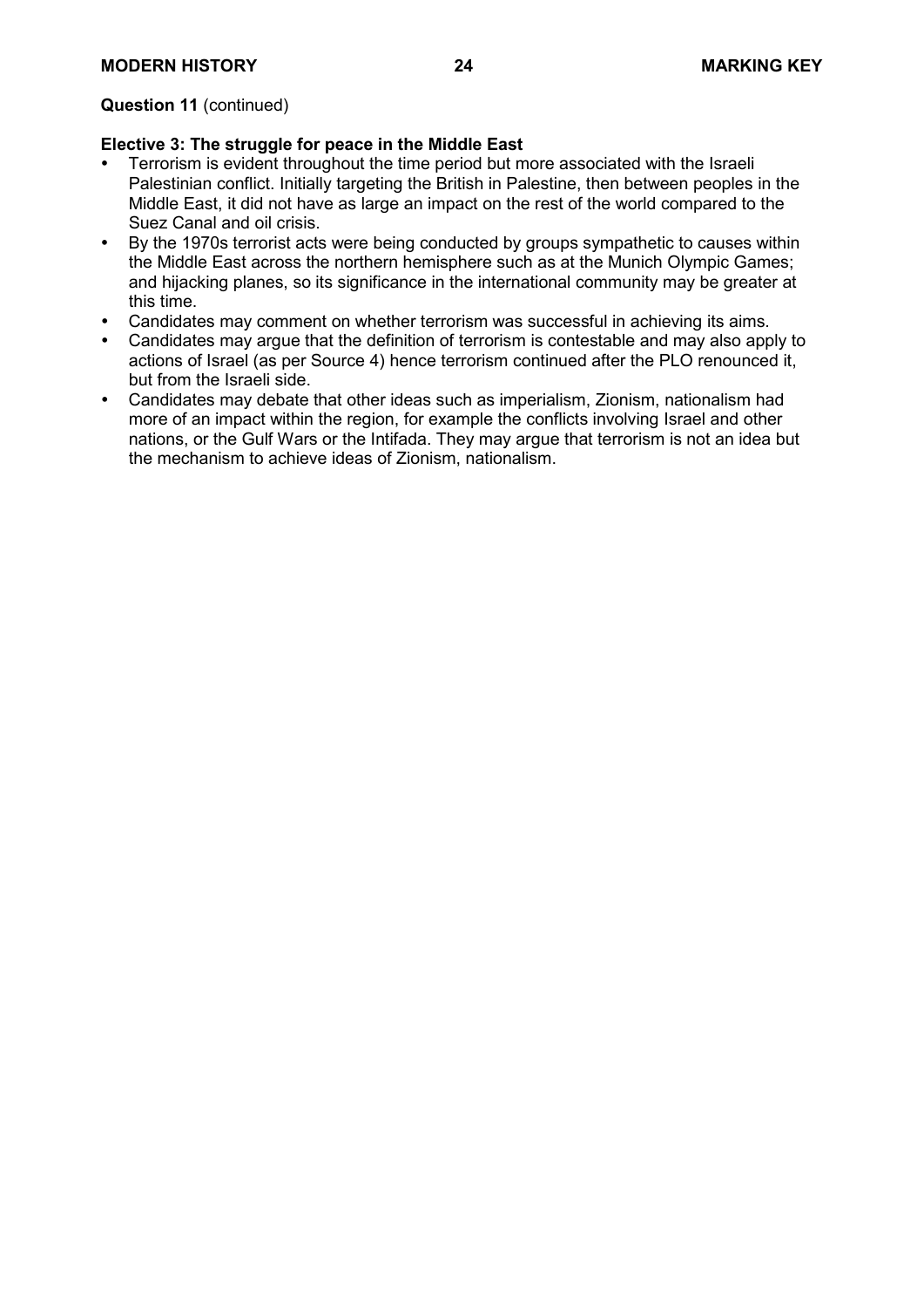**Question 11** (continued)

**Elective 3: The struggle for peace in the Middle East**

- Terrorism is evident throughout the time period but more associated with the Israeli Palestinian conflict. Initially targeting the British in Palestine, then between peoples in the Middle East, it did not have as large an impact on the rest of the world compared to the Suez Canal and oil crisis.
- By the 1970s terrorist acts were being conducted by groups sympathetic to causes within the Middle East across the northern hemisphere such as at the Munich Olympic Games; and hijacking planes, so its significance in the international community may be greater at this time.
- Candidates may comment on whether terrorism was successful in achieving its aims.
- Candidates may argue that the definition of terrorism is contestable and may also apply to actions of Israel (as per Source 4) hence terrorism continued after the PLO renounced it, but from the Israeli side.
- Candidates may debate that other ideas such as imperialism, Zionism, nationalism had more of an impact within the region, for example the conflicts involving Israel and other nations, or the Gulf Wars or the Intifada. They may argue that terrorism is not an idea but the mechanism to achieve ideas of Zionism, nationalism.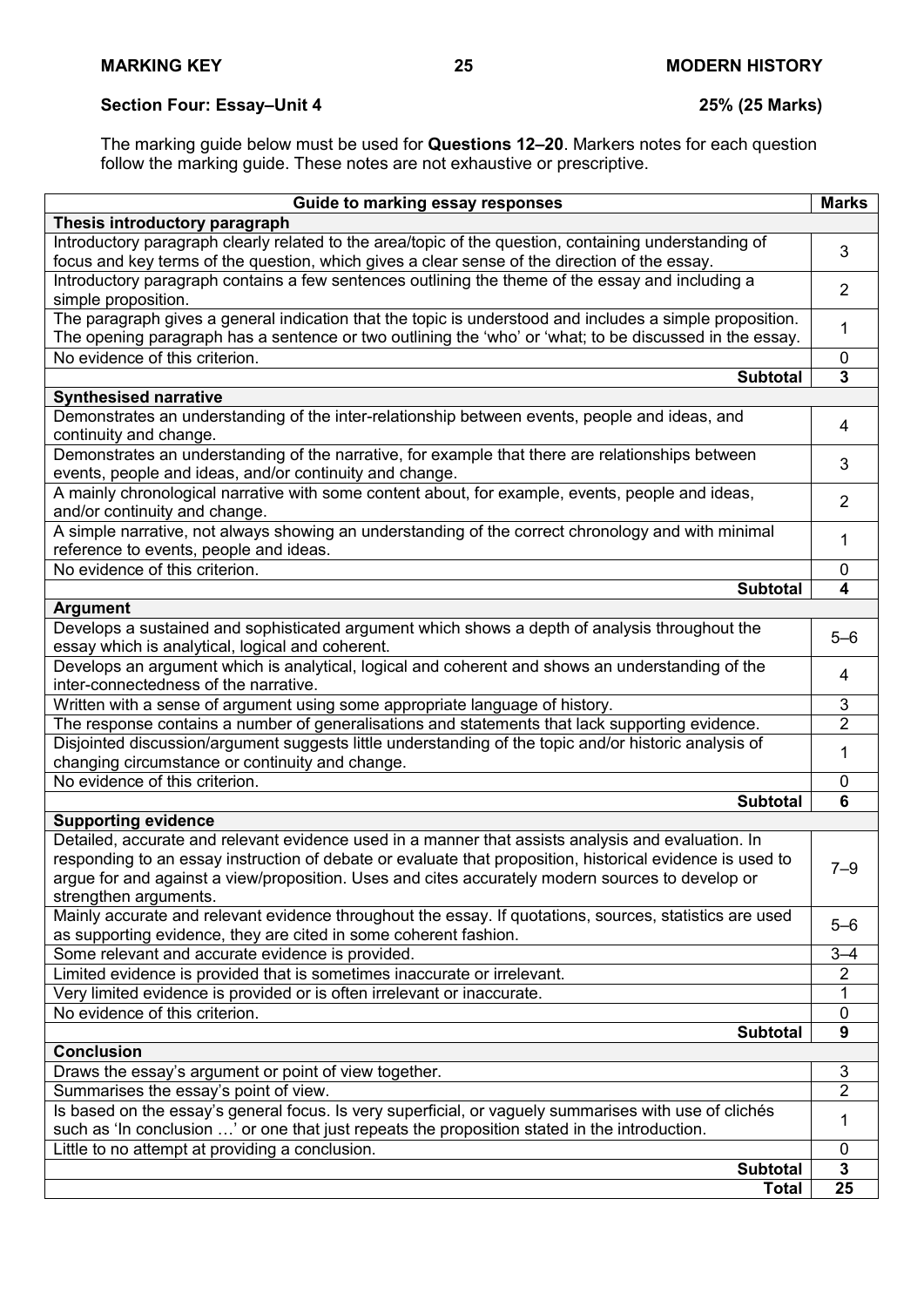## Section Four: Essay–Unit 4 25% (25 Marks)

The marking guide below must be used for **Questions 12–20**. Markers notes for each question follow the marking guide. These notes are not exhaustive or prescriptive.

| Guide to marking essay responses | Marks |
|---|---|
| **Thesis introductory paragraph** | |
| Introductory paragraph clearly related to the area/topic of the question, containing understanding of focus and key terms of the question, which gives a clear sense of the direction of the essay. | 3 |
| Introductory paragraph contains a few sentences outlining the theme of the essay and including a simple proposition. | 2 |
| The paragraph gives a general indication that the topic is understood and includes a simple proposition. The opening paragraph has a sentence or two outlining the 'who' or 'what; to be discussed in the essay. | 1 |
| No evidence of this criterion. | 0 |
| **Subtotal** | **3** |
| **Synthesised narrative** | |
| Demonstrates an understanding of the inter-relationship between events, people and ideas, and continuity and change. | 4 |
| Demonstrates an understanding of the narrative, for example that there are relationships between events, people and ideas, and/or continuity and change. | 3 |
| A mainly chronological narrative with some content about, for example, events, people and ideas, and/or continuity and change. | 2 |
| A simple narrative, not always showing an understanding of the correct chronology and with minimal reference to events, people and ideas. | 1 |
| No evidence of this criterion. | 0 |
| **Subtotal** | **4** |
| **Argument** | |
| Develops a sustained and sophisticated argument which shows a depth of analysis throughout the essay which is analytical, logical and coherent. | 5–6 |
| Develops an argument which is analytical, logical and coherent and shows an understanding of the inter-connectedness of the narrative. | 4 |
| Written with a sense of argument using some appropriate language of history. | 3 |
| The response contains a number of generalisations and statements that lack supporting evidence. | 2 |
| Disjointed discussion/argument suggests little understanding of the topic and/or historic analysis of changing circumstance or continuity and change. | 1 |
| No evidence of this criterion. | 0 |
| **Subtotal** | **6** |
| **Supporting evidence** | |
| Detailed, accurate and relevant evidence used in a manner that assists analysis and evaluation. In responding to an essay instruction of debate or evaluate that proposition, historical evidence is used to argue for and against a view/proposition. Uses and cites accurately modern sources to develop or strengthen arguments. | 7–9 |
| Mainly accurate and relevant evidence throughout the essay. If quotations, sources, statistics are used as supporting evidence, they are cited in some coherent fashion. | 5–6 |
| Some relevant and accurate evidence is provided. | 3–4 |
| Limited evidence is provided that is sometimes inaccurate or irrelevant. | 2 |
| Very limited evidence is provided or is often irrelevant or inaccurate. | 1 |
| No evidence of this criterion. | 0 |
| **Subtotal** | **9** |
| **Conclusion** | |
| Draws the essay's argument or point of view together. | 3 |
| Summarises the essay's point of view. | 2 |
| Is based on the essay's general focus. Is very superficial, or vaguely summarises with use of clichés such as 'In conclusion …' or one that just repeats the proposition stated in the introduction. | 1 |
| Little to no attempt at providing a conclusion. | 0 |
| **Subtotal** | **3** |
| **Total** | **25** |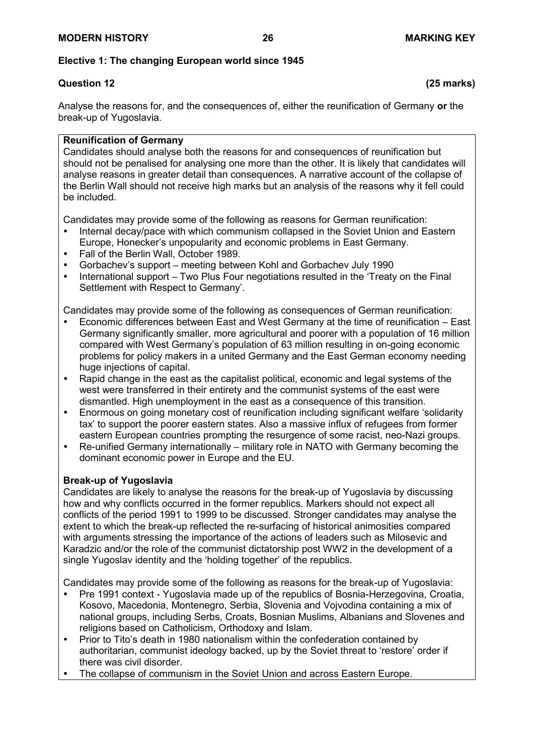## Elective 1: The changing European world since 1945

**Question 12 (25 marks)**

Analyse the reasons for, and the consequences of, either the reunification of Germany **or** the break-up of Yugoslavia.

**Reunification of Germany**

Candidates should analyse both the reasons for and consequences of reunification but should not be penalised for analysing one more than the other. It is likely that candidates will analyse reasons in greater detail than consequences. A narrative account of the collapse of the Berlin Wall should not receive high marks but an analysis of the reasons why it fell could be included.

Candidates may provide some of the following as reasons for German reunification:

- Internal decay/pace with which communism collapsed in the Soviet Union and Eastern Europe, Honecker's unpopularity and economic problems in East Germany.
- Fall of the Berlin Wall, October 1989.
- Gorbachev's support – meeting between Kohl and Gorbachev July 1990
- International support – Two Plus Four negotiations resulted in the 'Treaty on the Final Settlement with Respect to Germany'.

Candidates may provide some of the following as consequences of German reunification:

- Economic differences between East and West Germany at the time of reunification – East Germany significantly smaller, more agricultural and poorer with a population of 16 million compared with West Germany's population of 63 million resulting in on-going economic problems for policy makers in a united Germany and the East German economy needing huge injections of capital.
- Rapid change in the east as the capitalist political, economic and legal systems of the west were transferred in their entirety and the communist systems of the east were dismantled. High unemployment in the east as a consequence of this transition.
- Enormous on going monetary cost of reunification including significant welfare 'solidarity tax' to support the poorer eastern states. Also a massive influx of refugees from former eastern European countries prompting the resurgence of some racist, neo-Nazi groups.
- Re-unified Germany internationally – military role in NATO with Germany becoming the dominant economic power in Europe and the EU.

**Break-up of Yugoslavia**

Candidates are likely to analyse the reasons for the break-up of Yugoslavia by discussing how and why conflicts occurred in the former republics. Markers should not expect all conflicts of the period 1991 to 1999 to be discussed. Stronger candidates may analyse the extent to which the break-up reflected the re-surfacing of historical animosities compared with arguments stressing the importance of the actions of leaders such as Milosevic and Karadzic and/or the role of the communist dictatorship post WW2 in the development of a single Yugoslav identity and the 'holding together' of the republics.

Candidates may provide some of the following as reasons for the break-up of Yugoslavia:

- Pre 1991 context - Yugoslavia made up of the republics of Bosnia-Herzegovina, Croatia, Kosovo, Macedonia, Montenegro, Serbia, Slovenia and Vojvodina containing a mix of national groups, including Serbs, Croats, Bosnian Muslims, Albanians and Slovenes and religions based on Catholicism, Orthodoxy and Islam.
- Prior to Tito's death in 1980 nationalism within the confederation contained by authoritarian, communist ideology backed, up by the Soviet threat to 'restore' order if there was civil disorder.
- The collapse of communism in the Soviet Union and across Eastern Europe.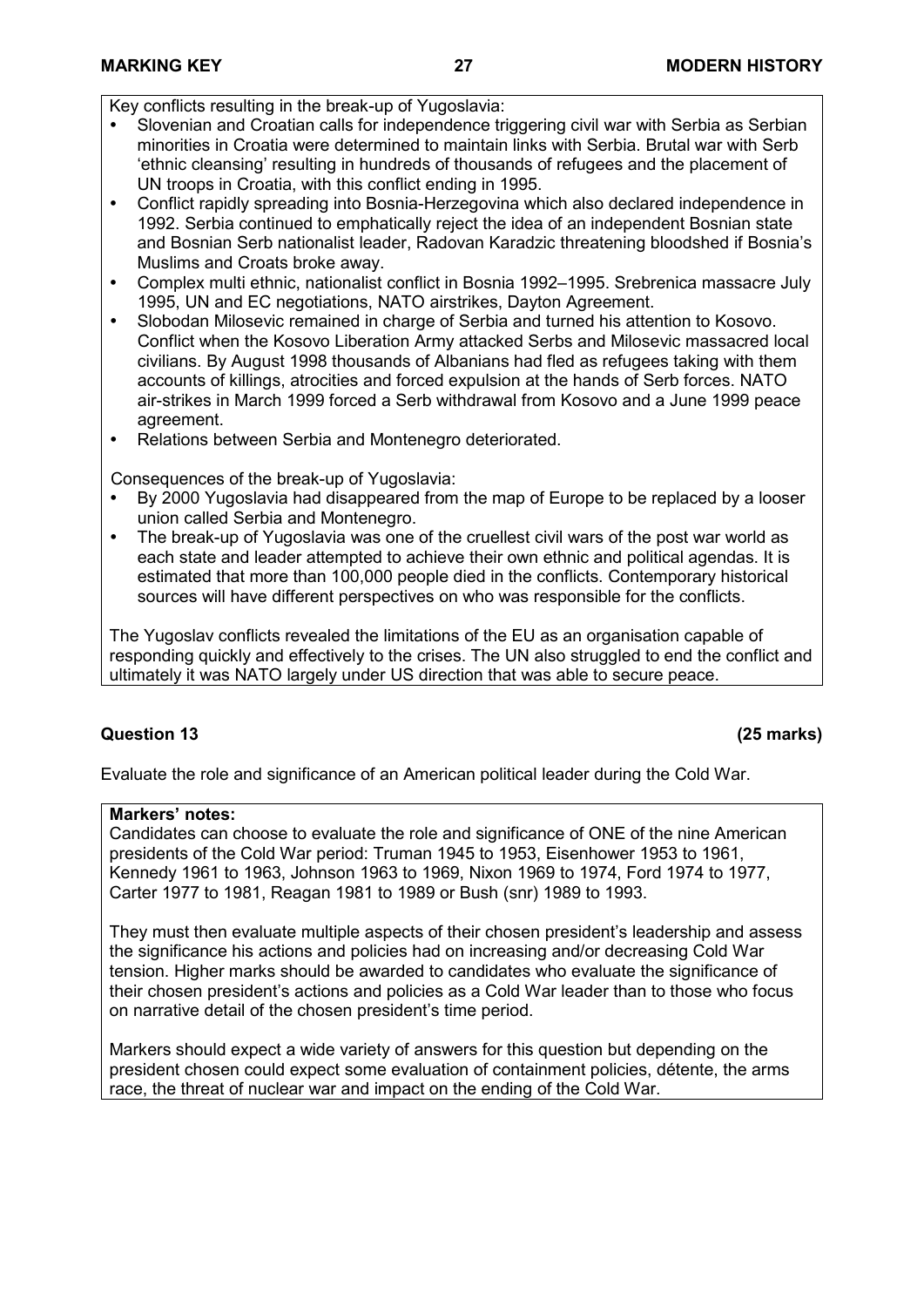Key conflicts resulting in the break-up of Yugoslavia:

- Slovenian and Croatian calls for independence triggering civil war with Serbia as Serbian minorities in Croatia were determined to maintain links with Serbia. Brutal war with Serb 'ethnic cleansing' resulting in hundreds of thousands of refugees and the placement of UN troops in Croatia, with this conflict ending in 1995.
- Conflict rapidly spreading into Bosnia-Herzegovina which also declared independence in 1992. Serbia continued to emphatically reject the idea of an independent Bosnian state and Bosnian Serb nationalist leader, Radovan Karadzic threatening bloodshed if Bosnia's Muslims and Croats broke away.
- Complex multi ethnic, nationalist conflict in Bosnia 1992–1995. Srebrenica massacre July 1995, UN and EC negotiations, NATO airstrikes, Dayton Agreement.
- Slobodan Milosevic remained in charge of Serbia and turned his attention to Kosovo. Conflict when the Kosovo Liberation Army attacked Serbs and Milosevic massacred local civilians. By August 1998 thousands of Albanians had fled as refugees taking with them accounts of killings, atrocities and forced expulsion at the hands of Serb forces. NATO air-strikes in March 1999 forced a Serb withdrawal from Kosovo and a June 1999 peace agreement.
- Relations between Serbia and Montenegro deteriorated.

Consequences of the break-up of Yugoslavia:

- By 2000 Yugoslavia had disappeared from the map of Europe to be replaced by a looser union called Serbia and Montenegro.
- The break-up of Yugoslavia was one of the cruellest civil wars of the post war world as each state and leader attempted to achieve their own ethnic and political agendas. It is estimated that more than 100,000 people died in the conflicts. Contemporary historical sources will have different perspectives on who was responsible for the conflicts.

The Yugoslav conflicts revealed the limitations of the EU as an organisation capable of responding quickly and effectively to the crises. The UN also struggled to end the conflict and ultimately it was NATO largely under US direction that was able to secure peace.

## Question 13 (25 marks)

Evaluate the role and significance of an American political leader during the Cold War.

**Markers' notes:**

Candidates can choose to evaluate the role and significance of ONE of the nine American presidents of the Cold War period: Truman 1945 to 1953, Eisenhower 1953 to 1961, Kennedy 1961 to 1963, Johnson 1963 to 1969, Nixon 1969 to 1974, Ford 1974 to 1977, Carter 1977 to 1981, Reagan 1981 to 1989 or Bush (snr) 1989 to 1993.

They must then evaluate multiple aspects of their chosen president's leadership and assess the significance his actions and policies had on increasing and/or decreasing Cold War tension. Higher marks should be awarded to candidates who evaluate the significance of their chosen president's actions and policies as a Cold War leader than to those who focus on narrative detail of the chosen president's time period.

Markers should expect a wide variety of answers for this question but depending on the president chosen could expect some evaluation of containment policies, détente, the arms race, the threat of nuclear war and impact on the ending of the Cold War.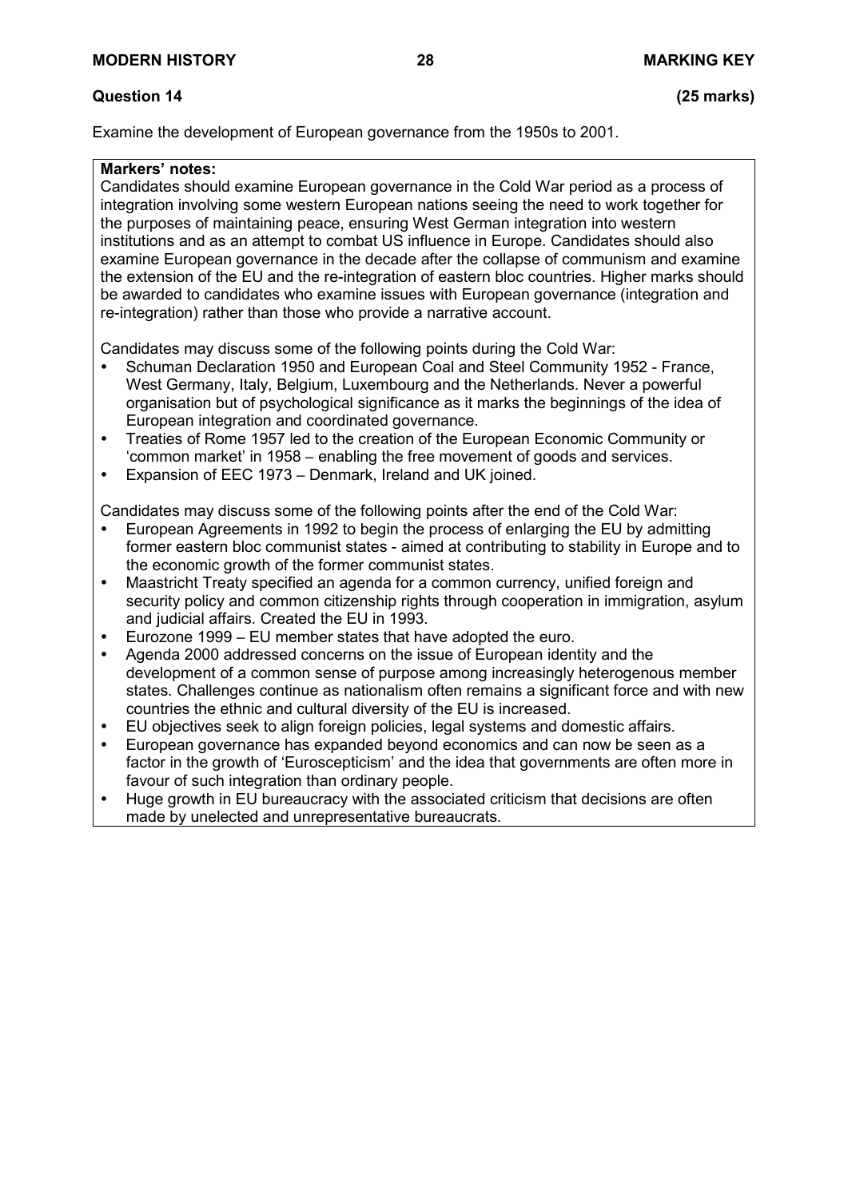## Question 14 (25 marks)

Examine the development of European governance from the 1950s to 2001.

**Markers' notes:**

Candidates should examine European governance in the Cold War period as a process of integration involving some western European nations seeing the need to work together for the purposes of maintaining peace, ensuring West German integration into western institutions and as an attempt to combat US influence in Europe. Candidates should also examine European governance in the decade after the collapse of communism and examine the extension of the EU and the re-integration of eastern bloc countries. Higher marks should be awarded to candidates who examine issues with European governance (integration and re-integration) rather than those who provide a narrative account.

Candidates may discuss some of the following points during the Cold War:

- Schuman Declaration 1950 and European Coal and Steel Community 1952 - France, West Germany, Italy, Belgium, Luxembourg and the Netherlands. Never a powerful organisation but of psychological significance as it marks the beginnings of the idea of European integration and coordinated governance.
- Treaties of Rome 1957 led to the creation of the European Economic Community or 'common market' in 1958 – enabling the free movement of goods and services.
- Expansion of EEC 1973 – Denmark, Ireland and UK joined.

Candidates may discuss some of the following points after the end of the Cold War:

- European Agreements in 1992 to begin the process of enlarging the EU by admitting former eastern bloc communist states - aimed at contributing to stability in Europe and to the economic growth of the former communist states.
- Maastricht Treaty specified an agenda for a common currency, unified foreign and security policy and common citizenship rights through cooperation in immigration, asylum and judicial affairs. Created the EU in 1993.
- Eurozone 1999 – EU member states that have adopted the euro.
- Agenda 2000 addressed concerns on the issue of European identity and the development of a common sense of purpose among increasingly heterogenous member states. Challenges continue as nationalism often remains a significant force and with new countries the ethnic and cultural diversity of the EU is increased.
- EU objectives seek to align foreign policies, legal systems and domestic affairs.
- European governance has expanded beyond economics and can now be seen as a factor in the growth of 'Euroscepticism' and the idea that governments are often more in favour of such integration than ordinary people.
- Huge growth in EU bureaucracy with the associated criticism that decisions are often made by unelected and unrepresentative bureaucrats.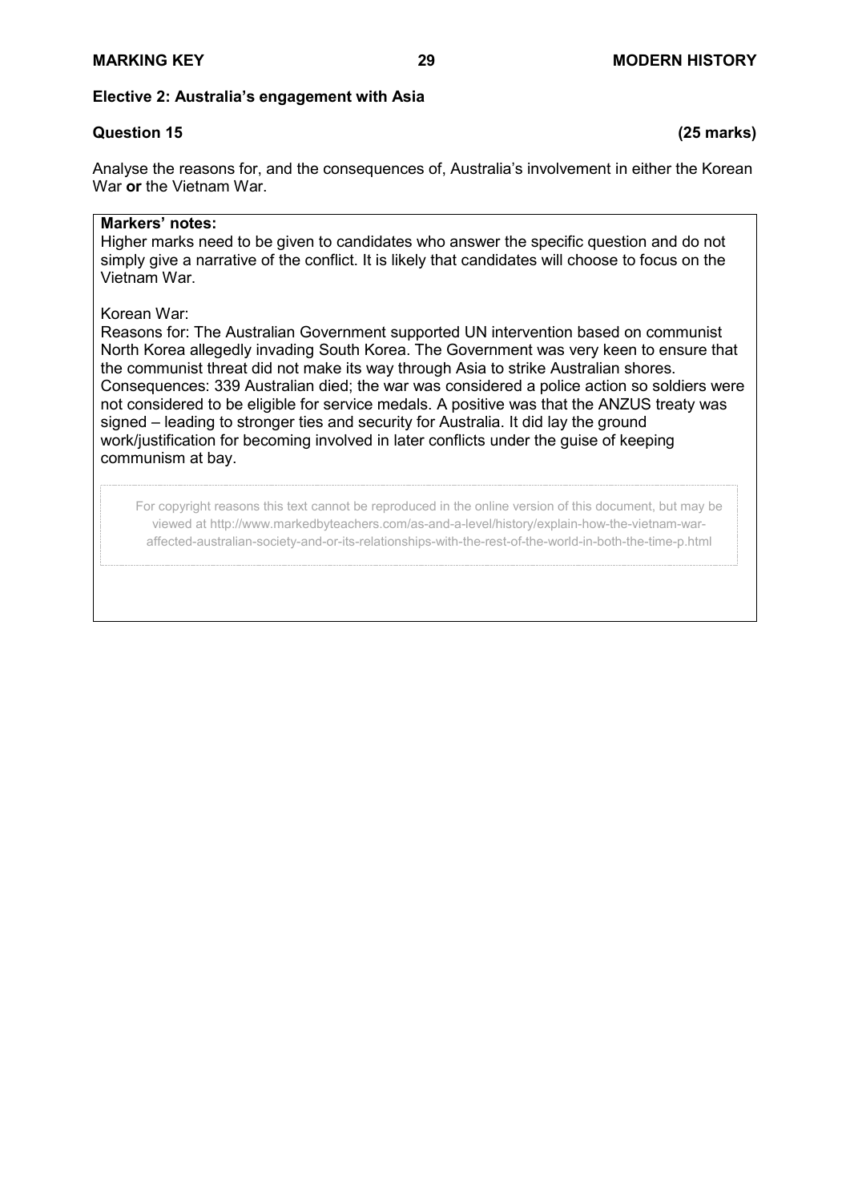**Elective 2: Australia's engagement with Asia**

**Question 15** **(25 marks)**

Analyse the reasons for, and the consequences of, Australia's involvement in either the Korean War **or** the Vietnam War.

**Markers' notes:**
Higher marks need to be given to candidates who answer the specific question and do not simply give a narrative of the conflict. It is likely that candidates will choose to focus on the Vietnam War.

Korean War:
Reasons for: The Australian Government supported UN intervention based on communist North Korea allegedly invading South Korea. The Government was very keen to ensure that the communist threat did not make its way through Asia to strike Australian shores.
Consequences: 339 Australian died; the war was considered a police action so soldiers were not considered to be eligible for service medals. A positive was that the ANZUS treaty was signed – leading to stronger ties and security for Australia. It did lay the ground work/justification for becoming involved in later conflicts under the guise of keeping communism at bay.

For copyright reasons this text cannot be reproduced in the online version of this document, but may be viewed at http://www.markedbyteachers.com/as-and-a-level/history/explain-how-the-vietnam-war-affected-australian-society-and-or-its-relationships-with-the-rest-of-the-world-in-both-the-time-p.html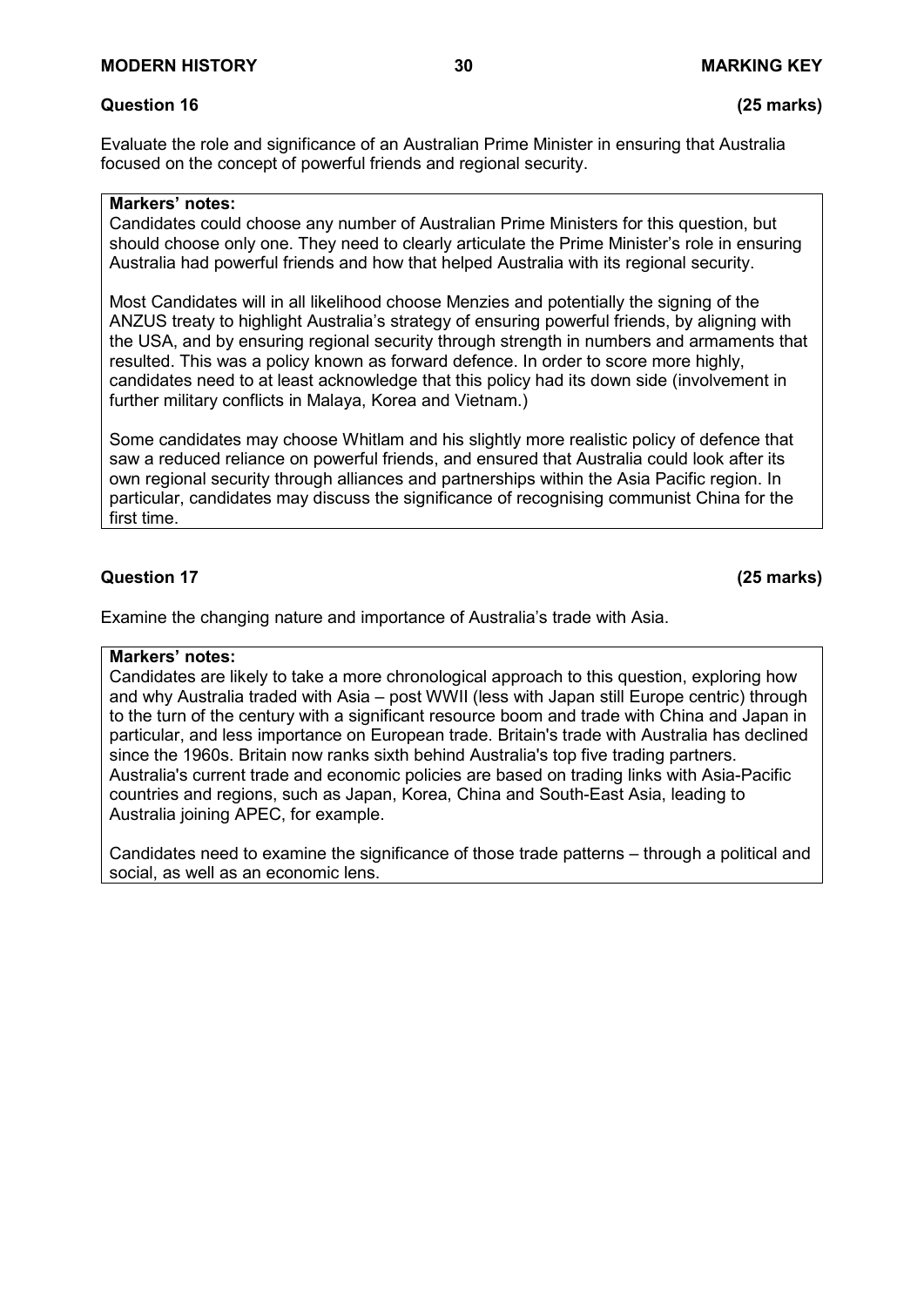## Question 16 (25 marks)

Evaluate the role and significance of an Australian Prime Minister in ensuring that Australia focused on the concept of powerful friends and regional security.

**Markers' notes:**

Candidates could choose any number of Australian Prime Ministers for this question, but should choose only one. They need to clearly articulate the Prime Minister's role in ensuring Australia had powerful friends and how that helped Australia with its regional security.

Most Candidates will in all likelihood choose Menzies and potentially the signing of the ANZUS treaty to highlight Australia's strategy of ensuring powerful friends, by aligning with the USA, and by ensuring regional security through strength in numbers and armaments that resulted. This was a policy known as forward defence. In order to score more highly, candidates need to at least acknowledge that this policy had its down side (involvement in further military conflicts in Malaya, Korea and Vietnam.)

Some candidates may choose Whitlam and his slightly more realistic policy of defence that saw a reduced reliance on powerful friends, and ensured that Australia could look after its own regional security through alliances and partnerships within the Asia Pacific region. In particular, candidates may discuss the significance of recognising communist China for the first time.

## Question 17 (25 marks)

Examine the changing nature and importance of Australia's trade with Asia.

**Markers' notes:**

Candidates are likely to take a more chronological approach to this question, exploring how and why Australia traded with Asia – post WWII (less with Japan still Europe centric) through to the turn of the century with a significant resource boom and trade with China and Japan in particular, and less importance on European trade. Britain's trade with Australia has declined since the 1960s. Britain now ranks sixth behind Australia's top five trading partners. Australia's current trade and economic policies are based on trading links with Asia-Pacific countries and regions, such as Japan, Korea, China and South-East Asia, leading to Australia joining APEC, for example.

Candidates need to examine the significance of those trade patterns – through a political and social, as well as an economic lens.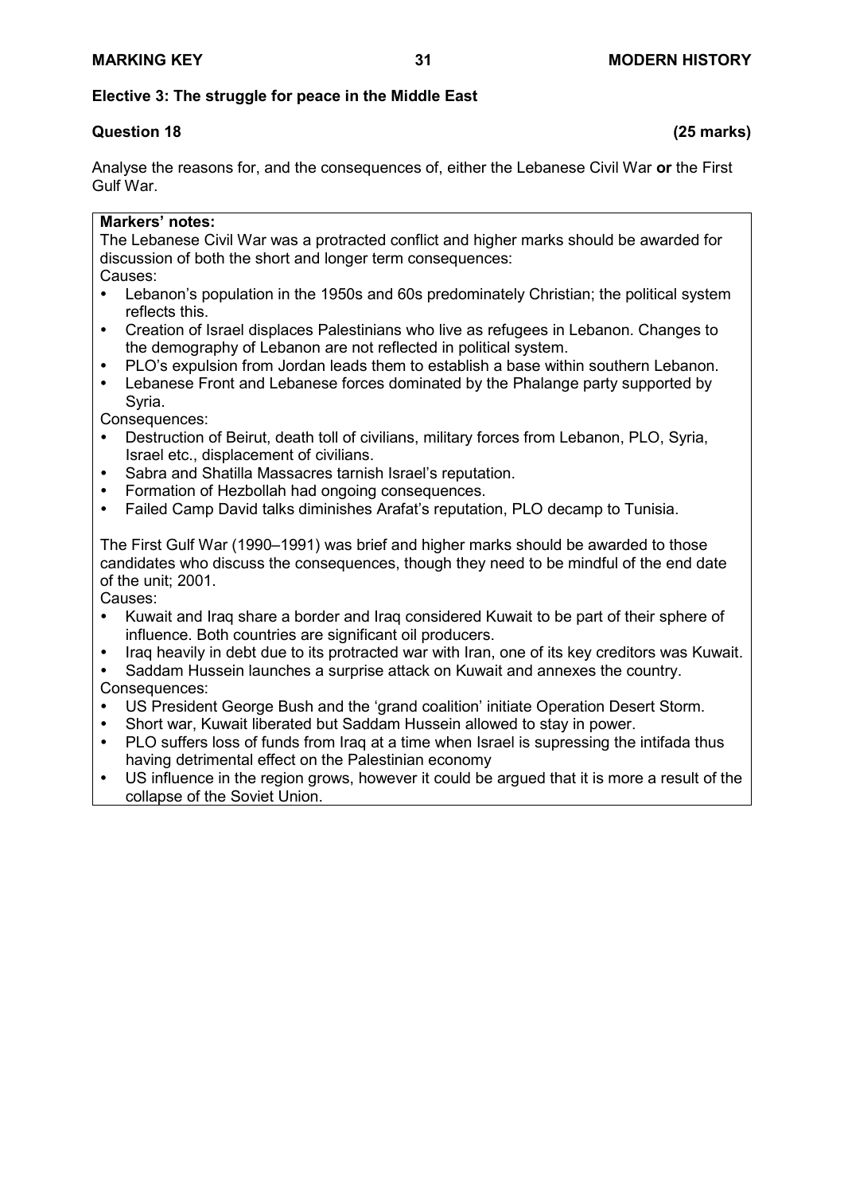## Elective 3: The struggle for peace in the Middle East

**Question 18** **(25 marks)**

Analyse the reasons for, and the consequences of, either the Lebanese Civil War **or** the First Gulf War.

**Markers' notes:**

The Lebanese Civil War was a protracted conflict and higher marks should be awarded for discussion of both the short and longer term consequences:

Causes:

- Lebanon's population in the 1950s and 60s predominately Christian; the political system reflects this.
- Creation of Israel displaces Palestinians who live as refugees in Lebanon. Changes to the demography of Lebanon are not reflected in political system.
- PLO's expulsion from Jordan leads them to establish a base within southern Lebanon.
- Lebanese Front and Lebanese forces dominated by the Phalange party supported by Syria.

Consequences:

- Destruction of Beirut, death toll of civilians, military forces from Lebanon, PLO, Syria, Israel etc., displacement of civilians.
- Sabra and Shatilla Massacres tarnish Israel's reputation.
- Formation of Hezbollah had ongoing consequences.
- Failed Camp David talks diminishes Arafat's reputation, PLO decamp to Tunisia.

The First Gulf War (1990–1991) was brief and higher marks should be awarded to those candidates who discuss the consequences, though they need to be mindful of the end date of the unit; 2001.

Causes:

- Kuwait and Iraq share a border and Iraq considered Kuwait to be part of their sphere of influence. Both countries are significant oil producers.
- Iraq heavily in debt due to its protracted war with Iran, one of its key creditors was Kuwait.
- Saddam Hussein launches a surprise attack on Kuwait and annexes the country.

Consequences:

- US President George Bush and the 'grand coalition' initiate Operation Desert Storm.
- Short war, Kuwait liberated but Saddam Hussein allowed to stay in power.
- PLO suffers loss of funds from Iraq at a time when Israel is supressing the intifada thus having detrimental effect on the Palestinian economy
- US influence in the region grows, however it could be argued that it is more a result of the collapse of the Soviet Union.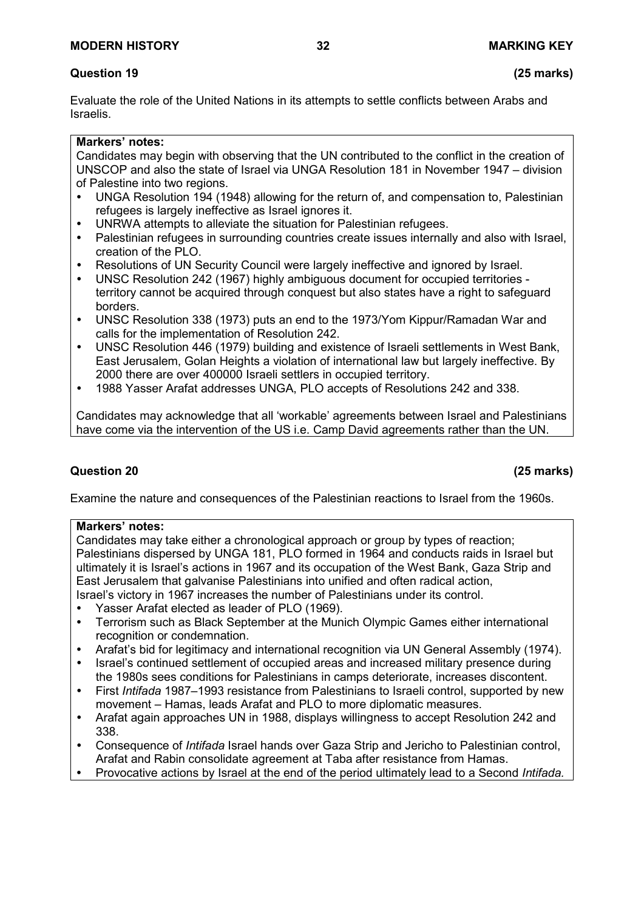## Question 19 **(25 marks)**

Evaluate the role of the United Nations in its attempts to settle conflicts between Arabs and Israelis.

**Markers' notes:**

Candidates may begin with observing that the UN contributed to the conflict in the creation of UNSCOP and also the state of Israel via UNGA Resolution 181 in November 1947 – division of Palestine into two regions.

- UNGA Resolution 194 (1948) allowing for the return of, and compensation to, Palestinian refugees is largely ineffective as Israel ignores it.
- UNRWA attempts to alleviate the situation for Palestinian refugees.
- Palestinian refugees in surrounding countries create issues internally and also with Israel, creation of the PLO.
- Resolutions of UN Security Council were largely ineffective and ignored by Israel.
- UNSC Resolution 242 (1967) highly ambiguous document for occupied territories - territory cannot be acquired through conquest but also states have a right to safeguard borders.
- UNSC Resolution 338 (1973) puts an end to the 1973/Yom Kippur/Ramadan War and calls for the implementation of Resolution 242.
- UNSC Resolution 446 (1979) building and existence of Israeli settlements in West Bank, East Jerusalem, Golan Heights a violation of international law but largely ineffective. By 2000 there are over 400000 Israeli settlers in occupied territory.
- 1988 Yasser Arafat addresses UNGA, PLO accepts of Resolutions 242 and 338.

Candidates may acknowledge that all 'workable' agreements between Israel and Palestinians have come via the intervention of the US i.e. Camp David agreements rather than the UN.

## Question 20 **(25 marks)**

Examine the nature and consequences of the Palestinian reactions to Israel from the 1960s.

**Markers' notes:**

Candidates may take either a chronological approach or group by types of reaction; Palestinians dispersed by UNGA 181, PLO formed in 1964 and conducts raids in Israel but ultimately it is Israel's actions in 1967 and its occupation of the West Bank, Gaza Strip and East Jerusalem that galvanise Palestinians into unified and often radical action, Israel's victory in 1967 increases the number of Palestinians under its control.

- Yasser Arafat elected as leader of PLO (1969).
- Terrorism such as Black September at the Munich Olympic Games either international recognition or condemnation.
- Arafat's bid for legitimacy and international recognition via UN General Assembly (1974).
- Israel's continued settlement of occupied areas and increased military presence during the 1980s sees conditions for Palestinians in camps deteriorate, increases discontent.
- First *Intifada* 1987–1993 resistance from Palestinians to Israeli control, supported by new movement – Hamas, leads Arafat and PLO to more diplomatic measures.
- Arafat again approaches UN in 1988, displays willingness to accept Resolution 242 and 338.
- Consequence of *Intifada* Israel hands over Gaza Strip and Jericho to Palestinian control, Arafat and Rabin consolidate agreement at Taba after resistance from Hamas.
- Provocative actions by Israel at the end of the period ultimately lead to a Second *Intifada.*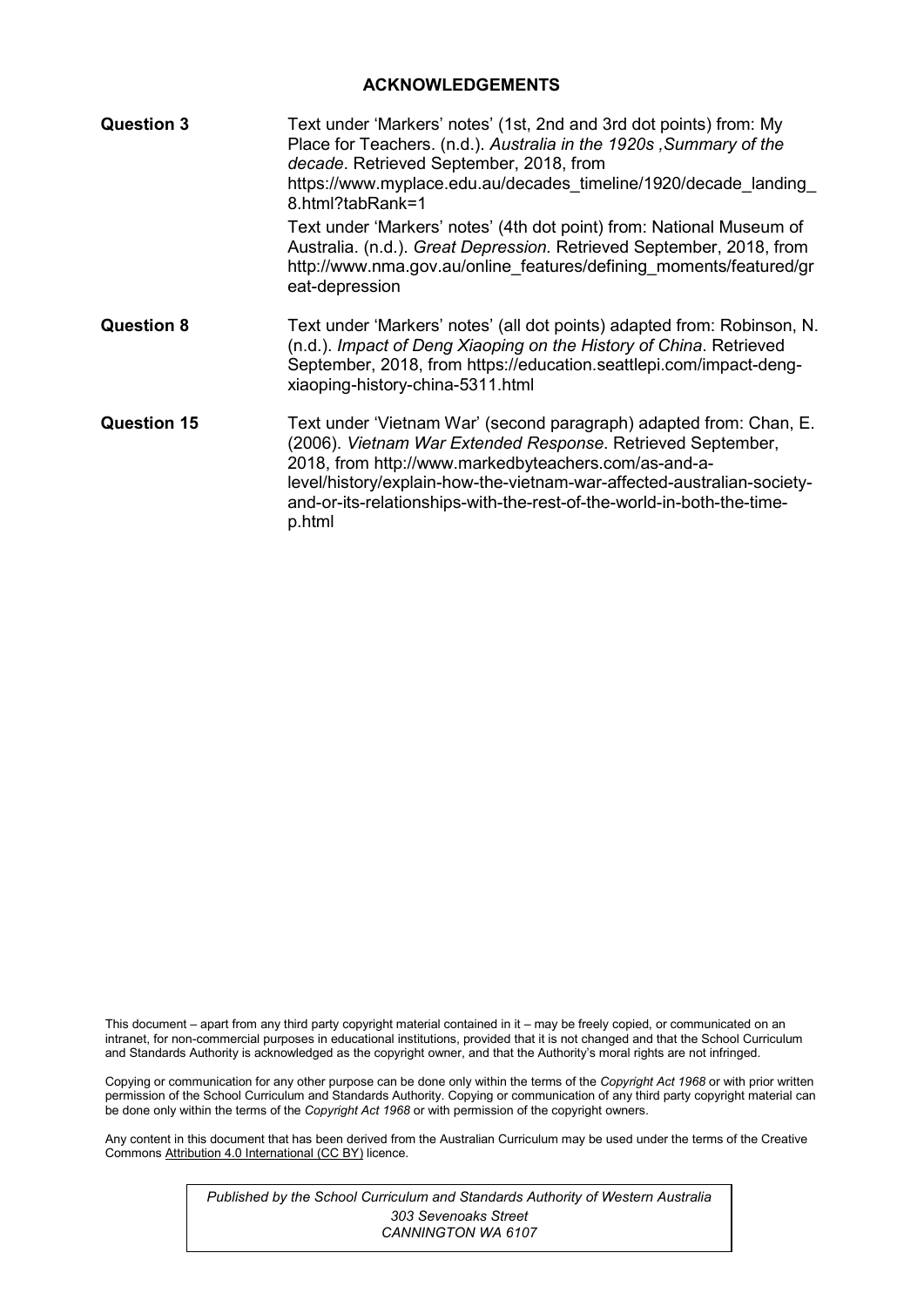## ACKNOWLEDGEMENTS

**Question 3**

Text under 'Markers' notes' (1st, 2nd and 3rd dot points) from: My Place for Teachers. (n.d.). *Australia in the 1920s ,Summary of the decade*. Retrieved September, 2018, from https://www.myplace.edu.au/decades_timeline/1920/decade_landing_8.html?tabRank=1

Text under 'Markers' notes' (4th dot point) from: National Museum of Australia. (n.d.). *Great Depression.* Retrieved September, 2018, from http://www.nma.gov.au/online_features/defining_moments/featured/great-depression

**Question 8**

Text under 'Markers' notes' (all dot points) adapted from: Robinson, N. (n.d.). *Impact of Deng Xiaoping on the History of China*. Retrieved September, 2018, from https://education.seattlepi.com/impact-deng-xiaoping-history-china-5311.html

**Question 15**

Text under 'Vietnam War' (second paragraph) adapted from: Chan, E. (2006). *Vietnam War Extended Response*. Retrieved September, 2018, from http://www.markedbyteachers.com/as-and-a-level/history/explain-how-the-vietnam-war-affected-australian-society-and-or-its-relationships-with-the-rest-of-the-world-in-both-the-time-p.html

This document – apart from any third party copyright material contained in it – may be freely copied, or communicated on an intranet, for non-commercial purposes in educational institutions, provided that it is not changed and that the School Curriculum and Standards Authority is acknowledged as the copyright owner, and that the Authority's moral rights are not infringed.

Copying or communication for any other purpose can be done only within the terms of the *Copyright Act 1968* or with prior written permission of the School Curriculum and Standards Authority. Copying or communication of any third party copyright material can be done only within the terms of the *Copyright Act 1968* or with permission of the copyright owners.

Any content in this document that has been derived from the Australian Curriculum may be used under the terms of the Creative Commons Attribution 4.0 International (CC BY) licence.

*Published by the School Curriculum and Standards Authority of Western Australia*
*303 Sevenoaks Street*
*CANNINGTON WA 6107*